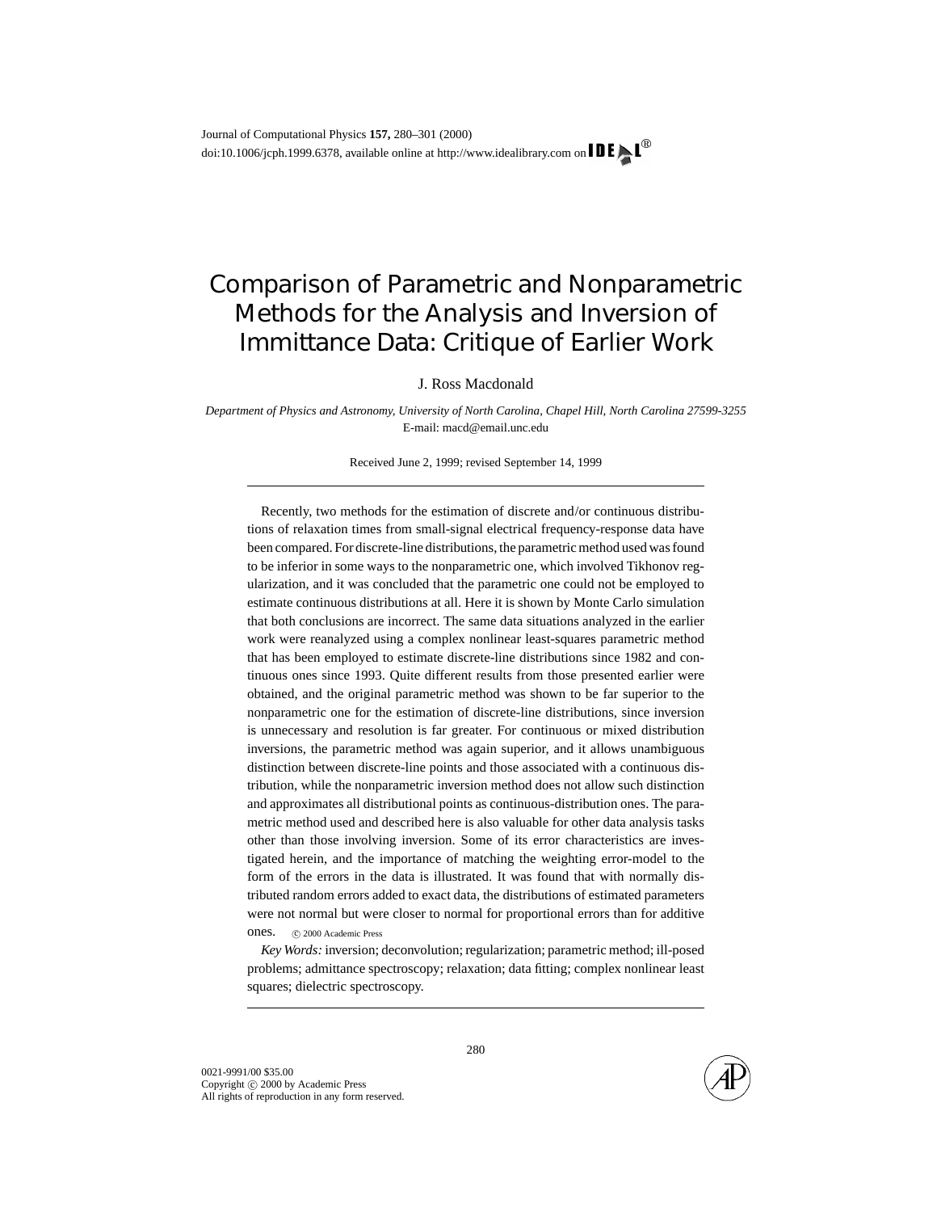# Comparison of Parametric and Nonparametric Methods for the Analysis and Inversion of Immittance Data: Critique of Earlier Work

J. Ross Macdonald

*Department of Physics and Astronomy, University of North Carolina, Chapel Hill, North Carolina 27599-3255*
E-mail: macd@email.unc.edu

Received June 2, 1999; revised September 14, 1999

---

Recently, two methods for the estimation of discrete and/or continuous distributions of relaxation times from small-signal electrical frequency-response data have been compared. For discrete-line distributions, the parametric method used was found to be inferior in some ways to the nonparametric one, which involved Tikhonov regularization, and it was concluded that the parametric one could not be employed to estimate continuous distributions at all. Here it is shown by Monte Carlo simulation that both conclusions are incorrect. The same data situations analyzed in the earlier work were reanalyzed using a complex nonlinear least-squares parametric method that has been employed to estimate discrete-line distributions since 1982 and continuous ones since 1993. Quite different results from those presented earlier were obtained, and the original parametric method was shown to be far superior to the nonparametric one for the estimation of discrete-line distributions, since inversion is unnecessary and resolution is far greater. For continuous or mixed distribution inversions, the parametric method was again superior, and it allows unambiguous distinction between discrete-line points and those associated with a continuous distribution, while the nonparametric inversion method does not allow such distinction and approximates all distributional points as continuous-distribution ones. The parametric method used and described here is also valuable for other data analysis tasks other than those involving inversion. Some of its error characteristics are investigated herein, and the importance of matching the weighting error-model to the form of the errors in the data is illustrated. It was found that with normally distributed random errors added to exact data, the distributions of estimated parameters were not normal but were closer to normal for proportional errors than for additive ones. © 2000 Academic Press

*Key Words:* inversion; deconvolution; regularization; parametric method; ill-posed problems; admittance spectroscopy; relaxation; data fitting; complex nonlinear least squares; dielectric spectroscopy.

---

0021-9991/00 $35.00
Copyright © 2000 by Academic Press
All rights of reproduction in any form reserved.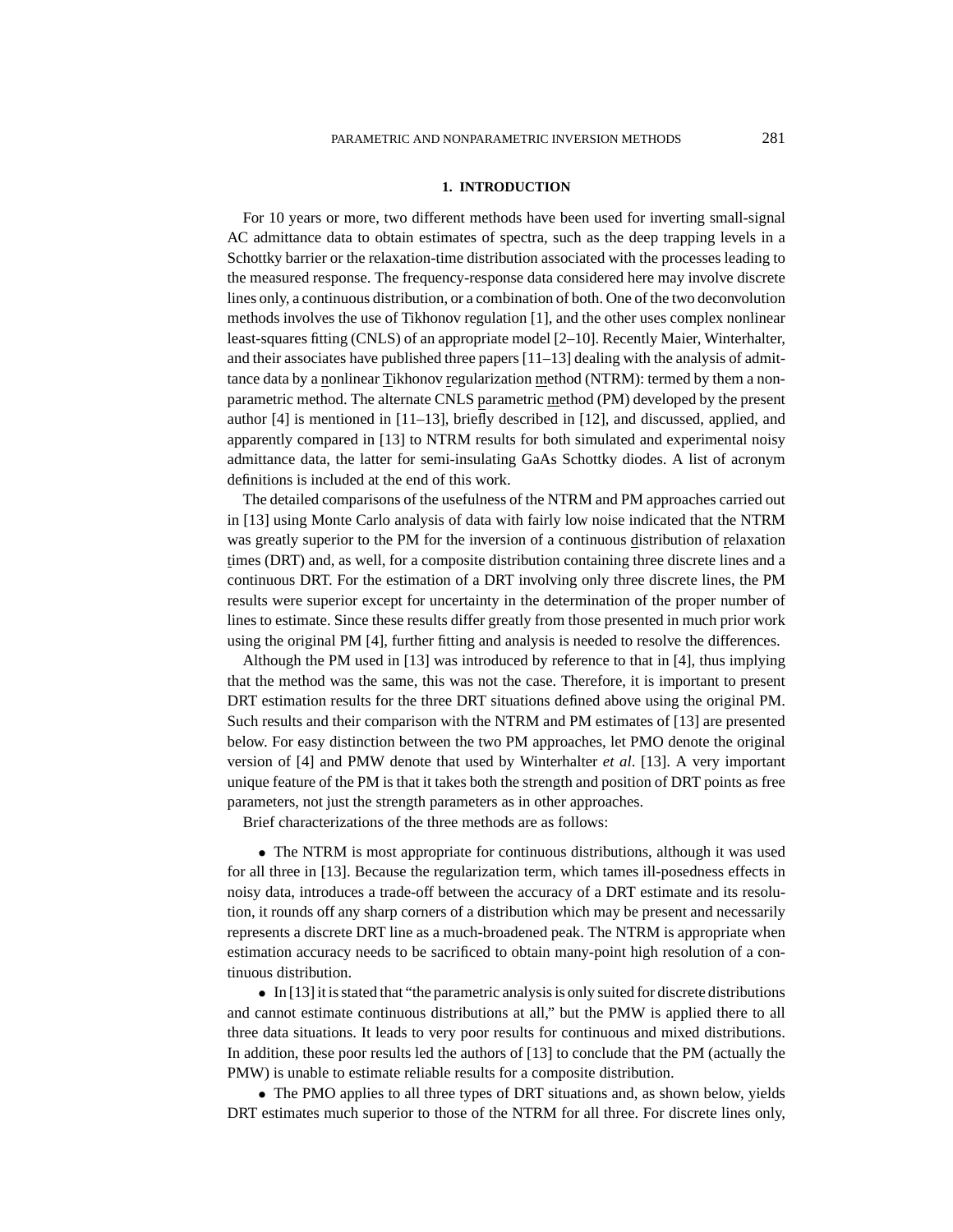## 1. INTRODUCTION

For 10 years or more, two different methods have been used for inverting small-signal AC admittance data to obtain estimates of spectra, such as the deep trapping levels in a Schottky barrier or the relaxation-time distribution associated with the processes leading to the measured response. The frequency-response data considered here may involve discrete lines only, a continuous distribution, or a combination of both. One of the two deconvolution methods involves the use of Tikhonov regulation [1], and the other uses complex nonlinear least-squares fitting (CNLS) of an appropriate model [2–10]. Recently Maier, Winterhalter, and their associates have published three papers [11–13] dealing with the analysis of admittance data by a nonlinear Tikhonov regularization method (NTRM): termed by them a non-parametric method. The alternate CNLS parametric method (PM) developed by the present author [4] is mentioned in [11–13], briefly described in [12], and discussed, applied, and apparently compared in [13] to NTRM results for both simulated and experimental noisy admittance data, the latter for semi-insulating GaAs Schottky diodes. A list of acronym definitions is included at the end of this work.

The detailed comparisons of the usefulness of the NTRM and PM approaches carried out in [13] using Monte Carlo analysis of data with fairly low noise indicated that the NTRM was greatly superior to the PM for the inversion of a continuous distribution of relaxation times (DRT) and, as well, for a composite distribution containing three discrete lines and a continuous DRT. For the estimation of a DRT involving only three discrete lines, the PM results were superior except for uncertainty in the determination of the proper number of lines to estimate. Since these results differ greatly from those presented in much prior work using the original PM [4], further fitting and analysis is needed to resolve the differences.

Although the PM used in [13] was introduced by reference to that in [4], thus implying that the method was the same, this was not the case. Therefore, it is important to present DRT estimation results for the three DRT situations defined above using the original PM. Such results and their comparison with the NTRM and PM estimates of [13] are presented below. For easy distinction between the two PM approaches, let PMO denote the original version of [4] and PMW denote that used by Winterhalter *et al*. [13]. A very important unique feature of the PM is that it takes both the strength and position of DRT points as free parameters, not just the strength parameters as in other approaches.

Brief characterizations of the three methods are as follows:

- The NTRM is most appropriate for continuous distributions, although it was used for all three in [13]. Because the regularization term, which tames ill-posedness effects in noisy data, introduces a trade-off between the accuracy of a DRT estimate and its resolution, it rounds off any sharp corners of a distribution which may be present and necessarily represents a discrete DRT line as a much-broadened peak. The NTRM is appropriate when estimation accuracy needs to be sacrificed to obtain many-point high resolution of a continuous distribution.

- In [13] it is stated that "the parametric analysis is only suited for discrete distributions and cannot estimate continuous distributions at all," but the PMW is applied there to all three data situations. It leads to very poor results for continuous and mixed distributions. In addition, these poor results led the authors of [13] to conclude that the PM (actually the PMW) is unable to estimate reliable results for a composite distribution.

- The PMO applies to all three types of DRT situations and, as shown below, yields DRT estimates much superior to those of the NTRM for all three. For discrete lines only,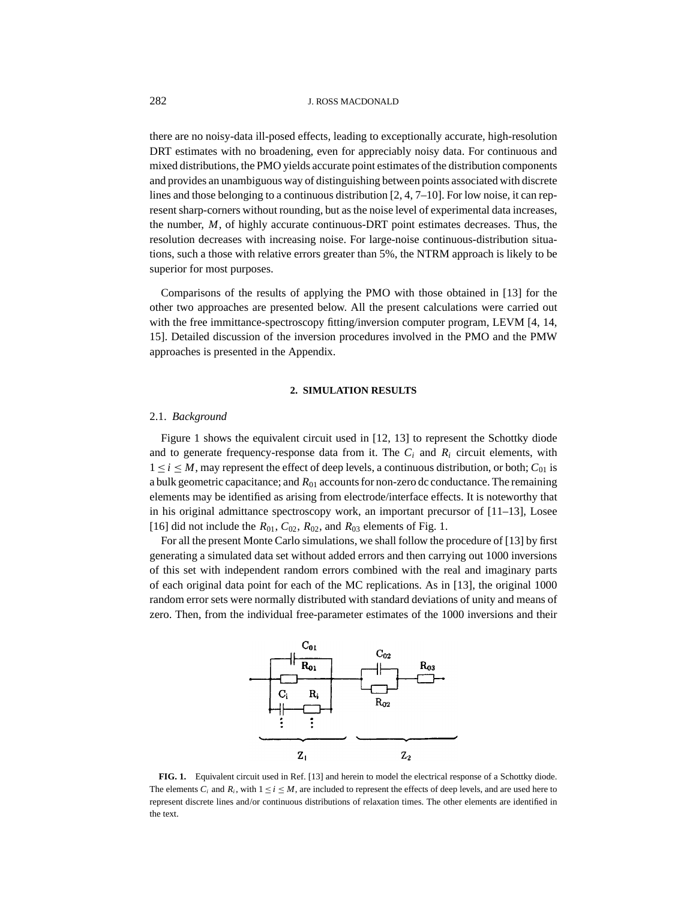there are no noisy-data ill-posed effects, leading to exceptionally accurate, high-resolution DRT estimates with no broadening, even for appreciably noisy data. For continuous and mixed distributions, the PMO yields accurate point estimates of the distribution components and provides an unambiguous way of distinguishing between points associated with discrete lines and those belonging to a continuous distribution [2, 4, 7–10]. For low noise, it can represent sharp-corners without rounding, but as the noise level of experimental data increases, the number, $M$, of highly accurate continuous-DRT point estimates decreases. Thus, the resolution decreases with increasing noise. For large-noise continuous-distribution situations, such a those with relative errors greater than 5%, the NTRM approach is likely to be superior for most purposes.

Comparisons of the results of applying the PMO with those obtained in [13] for the other two approaches are presented below. All the present calculations were carried out with the free immittance-spectroscopy fitting/inversion computer program, LEVM [4, 14, 15]. Detailed discussion of the inversion procedures involved in the PMO and the PMW approaches is presented in the Appendix.

## 2. SIMULATION RESULTS

### 2.1. *Background*

Figure 1 shows the equivalent circuit used in [12, 13] to represent the Schottky diode and to generate frequency-response data from it. The $C_i$ and $R_i$ circuit elements, with $1 \leq i \leq M$, may represent the effect of deep levels, a continuous distribution, or both; $C_{01}$ is a bulk geometric capacitance; and $R_{01}$ accounts for non-zero dc conductance. The remaining elements may be identified as arising from electrode/interface effects. It is noteworthy that in his original admittance spectroscopy work, an important precursor of [11–13], Losee [16] did not include the $R_{01}$, $C_{02}$, $R_{02}$, and $R_{03}$ elements of Fig. 1.

For all the present Monte Carlo simulations, we shall follow the procedure of [13] by first generating a simulated data set without added errors and then carrying out 1000 inversions of this set with independent random errors combined with the real and imaginary parts of each original data point for each of the MC replications. As in [13], the original 1000 random error sets were normally distributed with standard deviations of unity and means of zero. Then, from the individual free-parameter estimates of the 1000 inversions and their

**FIG. 1.** Equivalent circuit used in Ref. [13] and herein to model the electrical response of a Schottky diode. The elements $C_i$ and $R_i$, with $1 \leq i \leq M$, are included to represent the effects of deep levels, and are used here to represent discrete lines and/or continuous distributions of relaxation times. The other elements are identified in the text.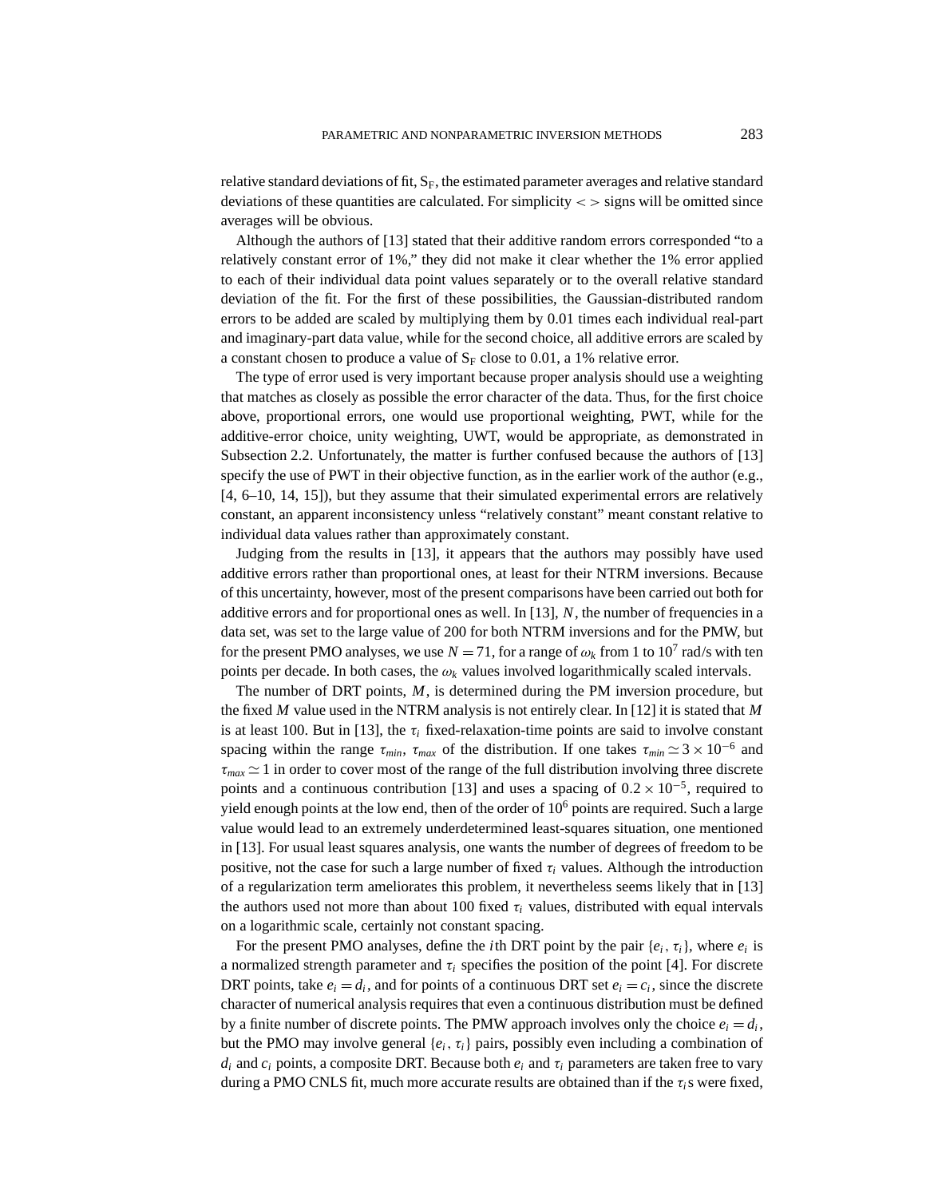relative standard deviations of fit, $S_F$, the estimated parameter averages and relative standard deviations of these quantities are calculated. For simplicity $< >$ signs will be omitted since averages will be obvious.

Although the authors of [13] stated that their additive random errors corresponded "to a relatively constant error of 1%," they did not make it clear whether the 1% error applied to each of their individual data point values separately or to the overall relative standard deviation of the fit. For the first of these possibilities, the Gaussian-distributed random errors to be added are scaled by multiplying them by 0.01 times each individual real-part and imaginary-part data value, while for the second choice, all additive errors are scaled by a constant chosen to produce a value of $S_F$ close to 0.01, a 1% relative error.

The type of error used is very important because proper analysis should use a weighting that matches as closely as possible the error character of the data. Thus, for the first choice above, proportional errors, one would use proportional weighting, PWT, while for the additive-error choice, unity weighting, UWT, would be appropriate, as demonstrated in Subsection 2.2. Unfortunately, the matter is further confused because the authors of [13] specify the use of PWT in their objective function, as in the earlier work of the author (e.g., [4, 6–10, 14, 15]), but they assume that their simulated experimental errors are relatively constant, an apparent inconsistency unless "relatively constant" meant constant relative to individual data values rather than approximately constant.

Judging from the results in [13], it appears that the authors may possibly have used additive errors rather than proportional ones, at least for their NTRM inversions. Because of this uncertainty, however, most of the present comparisons have been carried out both for additive errors and for proportional ones as well. In [13], $N$, the number of frequencies in a data set, was set to the large value of 200 for both NTRM inversions and for the PMW, but for the present PMO analyses, we use $N = 71$, for a range of $\omega_k$ from 1 to $10^7$ rad/s with ten points per decade. In both cases, the $\omega_k$ values involved logarithmically scaled intervals.

The number of DRT points, $M$, is determined during the PM inversion procedure, but the fixed $M$ value used in the NTRM analysis is not entirely clear. In [12] it is stated that $M$ is at least 100. But in [13], the $\tau_i$ fixed-relaxation-time points are said to involve constant spacing within the range $\tau_{min}$, $\tau_{max}$ of the distribution. If one takes $\tau_{min} \simeq 3 \times 10^{-6}$ and $\tau_{max} \simeq 1$ in order to cover most of the range of the full distribution involving three discrete points and a continuous contribution [13] and uses a spacing of $0.2 \times 10^{-5}$, required to yield enough points at the low end, then of the order of $10^6$ points are required. Such a large value would lead to an extremely underdetermined least-squares situation, one mentioned in [13]. For usual least squares analysis, one wants the number of degrees of freedom to be positive, not the case for such a large number of fixed $\tau_i$ values. Although the introduction of a regularization term ameliorates this problem, it nevertheless seems likely that in [13] the authors used not more than about 100 fixed $\tau_i$ values, distributed with equal intervals on a logarithmic scale, certainly not constant spacing.

For the present PMO analyses, define the $i$th DRT point by the pair $\{e_i, \tau_i\}$, where $e_i$ is a normalized strength parameter and $\tau_i$ specifies the position of the point [4]. For discrete DRT points, take $e_i = d_i$, and for points of a continuous DRT set $e_i = c_i$, since the discrete character of numerical analysis requires that even a continuous distribution must be defined by a finite number of discrete points. The PMW approach involves only the choice $e_i = d_i$, but the PMO may involve general $\{e_i, \tau_i\}$ pairs, possibly even including a combination of $d_i$ and $c_i$ points, a composite DRT. Because both $e_i$ and $\tau_i$ parameters are taken free to vary during a PMO CNLS fit, much more accurate results are obtained than if the $\tau_i$s were fixed,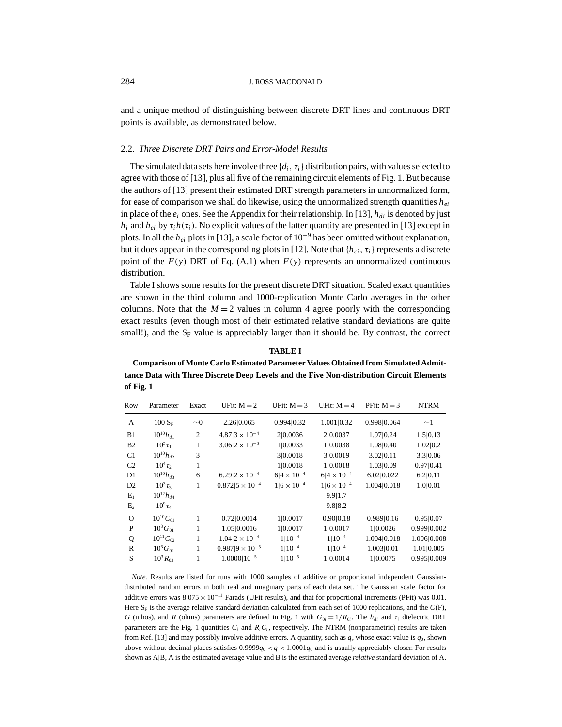and a unique method of distinguishing between discrete DRT lines and continuous DRT points is available, as demonstrated below.

### 2.2. *Three Discrete DRT Pairs and Error-Model Results*

The simulated data sets here involve three $\{d_i, \tau_i\}$ distribution pairs, with values selected to agree with those of [13], plus all five of the remaining circuit elements of Fig. 1. But because the authors of [13] present their estimated DRT strength parameters in unnormalized form, for ease of comparison we shall do likewise, using the unnormalized strength quantities $h_{ei}$ in place of the $e_i$ ones. See the Appendix for their relationship. In [13], $h_{di}$ is denoted by just $h_i$ and $h_{ci}$ by $\tau_i h(\tau_i)$. No explicit values of the latter quantity are presented in [13] except in plots. In all the $h_{ei}$ plots in [13], a scale factor of $10^{-9}$ has been omitted without explanation, but it does appear in the corresponding plots in [12]. Note that $\{h_{ci}, \tau_i\}$ represents a discrete point of the $F(y)$ DRT of Eq. (A.1) when $F(y)$ represents an unnormalized continuous distribution.

Table I shows some results for the present discrete DRT situation. Scaled exact quantities are shown in the third column and 1000-replication Monte Carlo averages in the other columns. Note that the $M = 2$ values in column 4 agree poorly with the corresponding exact results (even though most of their estimated relative standard deviations are quite small!), and the $S_F$ value is appreciably larger than it should be. By contrast, the correct

**TABLE I**

**Comparison of Monte Carlo Estimated Parameter Values Obtained from Simulated Admittance Data with Three Discrete Deep Levels and the Five Non-distribution Circuit Elements of Fig. 1**

| Row | Parameter | Exact | UFit: M = 2 | UFit: M = 3 | UFit: M = 4 | PFit: M = 3 | NTRM |
|---|---|---|---|---|---|---|---|
| A | $100\ S_F$ | ∼0 | 2.26\|0.065 | 0.994\|0.32 | 1.001\|0.32 | 0.998\|0.064 | ∼1 |
| B1 | $10^{10}h_{d1}$ | 2 | $4.87\|3 \times 10^{-4}$ | 2\|0.0036 | 2\|0.0037 | 1.97\|0.24 | 1.5\|0.13 |
| B2 | $10^{5}\tau_1$ | 1 | $3.06\|2 \times 10^{-3}$ | 1\|0.0033 | 1\|0.0038 | 1.08\|0.40 | 1.02\|0.2 |
| C1 | $10^{10}h_{d2}$ | 3 | — | 3\|0.0018 | 3\|0.0019 | 3.02\|0.11 | 3.3\|0.06 |
| C2 | $10^{4}\tau_2$ | 1 | — | 1\|0.0018 | 1\|0.0018 | 1.03\|0.09 | 0.97\|0.41 |
| D1 | $10^{10}h_{d3}$ | 6 | $6.29\|2 \times 10^{-4}$ | $6\|4 \times 10^{-4}$ | $6\|4 \times 10^{-4}$ | 6.02\|0.022 | 6.2\|0.11 |
| D2 | $10^{3}\tau_3$ | 1 | $0.872\|5 \times 10^{-4}$ | $1\|6 \times 10^{-4}$ | $1\|6 \times 10^{-4}$ | 1.004\|0.018 | 1.0\|0.01 |
| $E_1$ | $10^{12}h_{d4}$ | — | — | — | 9.9\|1.7 | — | — |
| $E_2$ | $10^{9}\tau_4$ | — | — | — | 9.8\|8.2 | — | — |
| O | $10^{10}C_{01}$ | 1 | 0.72\|0.0014 | 1\|0.0017 | 0.90\|0.18 | 0.989\|0.16 | 0.95\|0.07 |
| P | $10^{8}G_{01}$ | 1 | 1.05\|0.0016 | 1\|0.0017 | 1\|0.0017 | 1\|0.0026 | 0.999\|0.002 |
| Q | $10^{11}C_{02}$ | 1 | $1.04\|2 \times 10^{-4}$ | $1\|10^{-4}$ | $1\|10^{-4}$ | 1.004\|0.018 | 1.006\|0.008 |
| R | $10^{6}G_{02}$ | 1 | $0.987\|9 \times 10^{-5}$ | $1\|10^{-4}$ | $1\|10^{-4}$ | 1.003\|0.01 | 1.01\|0.005 |
| S | $10^{3}R_{03}$ | 1 | $1.0000\|10^{-5}$ | $1\|10^{-5}$ | 1\|0.0014 | 1\|0.0075 | 0.995\|0.009 |

*Note.* Results are listed for runs with 1000 samples of additive or proportional independent Gaussian-distributed random errors in both real and imaginary parts of each data set. The Gaussian scale factor for additive errors was $8.075 \times 10^{-11}$ Farads (UFit results), and that for proportional increments (PFit) was 0.01. Here $S_F$ is the average relative standard deviation calculated from each set of 1000 replications, and the $C$(F), $G$ (mhos), and $R$ (ohms) parameters are defined in Fig. 1 with $G_{0i} = 1/R_{0i}$. The $h_{di}$ and $\tau_i$ dielectric DRT parameters are the Fig. 1 quantities $C_i$ and $R_iC_i$, respectively. The NTRM (nonparametric) results are taken from Ref. [13] and may possibly involve additive errors. A quantity, such as $q$, whose exact value is $q_0$, shown above without decimal places satisfies $0.9999q_0 < q < 1.0001q_0$ and is usually appreciably closer. For results shown as A|B, A is the estimated average value and B is the estimated average *relative* standard deviation of A.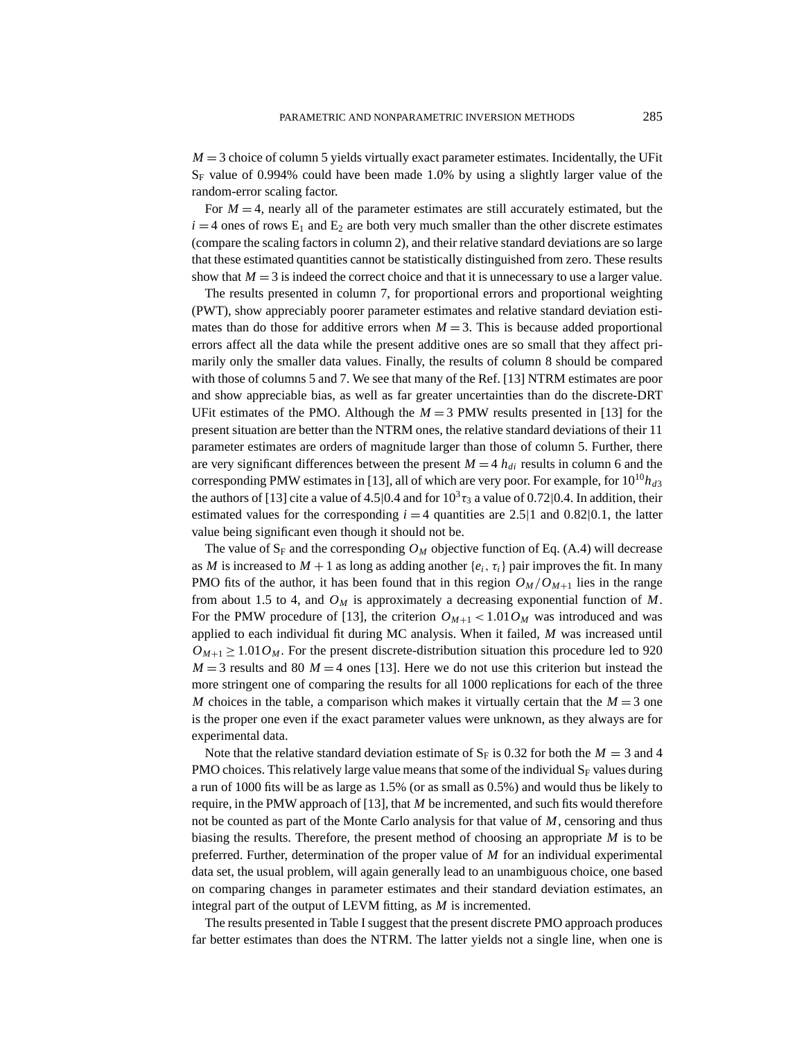$M = 3$ choice of column 5 yields virtually exact parameter estimates. Incidentally, the UFit $S_F$ value of 0.994% could have been made 1.0% by using a slightly larger value of the random-error scaling factor.

For $M = 4$, nearly all of the parameter estimates are still accurately estimated, but the $i = 4$ ones of rows $E_1$ and $E_2$ are both very much smaller than the other discrete estimates (compare the scaling factors in column 2), and their relative standard deviations are so large that these estimated quantities cannot be statistically distinguished from zero. These results show that $M = 3$ is indeed the correct choice and that it is unnecessary to use a larger value.

The results presented in column 7, for proportional errors and proportional weighting (PWT), show appreciably poorer parameter estimates and relative standard deviation estimates than do those for additive errors when $M = 3$. This is because added proportional errors affect all the data while the present additive ones are so small that they affect primarily only the smaller data values. Finally, the results of column 8 should be compared with those of columns 5 and 7. We see that many of the Ref. [13] NTRM estimates are poor and show appreciable bias, as well as far greater uncertainties than do the discrete-DRT UFit estimates of the PMO. Although the $M = 3$ PMW results presented in [13] for the present situation are better than the NTRM ones, the relative standard deviations of their 11 parameter estimates are orders of magnitude larger than those of column 5. Further, there are very significant differences between the present $M = 4$ $h_{di}$ results in column 6 and the corresponding PMW estimates in [13], all of which are very poor. For example, for $10^{10}h_{d3}$ the authors of [13] cite a value of 4.5|0.4 and for $10^3\tau_3$ a value of 0.72|0.4. In addition, their estimated values for the corresponding $i = 4$ quantities are 2.5|1 and 0.82|0.1, the latter value being significant even though it should not be.

The value of $S_F$ and the corresponding $O_M$ objective function of Eq. (A.4) will decrease as $M$ is increased to $M + 1$ as long as adding another $\{e_i, \tau_i\}$ pair improves the fit. In many PMO fits of the author, it has been found that in this region $O_M/O_{M+1}$ lies in the range from about 1.5 to 4, and $O_M$ is approximately a decreasing exponential function of $M$. For the PMW procedure of [13], the criterion $O_{M+1} < 1.01O_M$ was introduced and was applied to each individual fit during MC analysis. When it failed, $M$ was increased until $O_{M+1} \geq 1.01O_M$. For the present discrete-distribution situation this procedure led to 920 $M = 3$ results and 80 $M = 4$ ones [13]. Here we do not use this criterion but instead the more stringent one of comparing the results for all 1000 replications for each of the three $M$ choices in the table, a comparison which makes it virtually certain that the $M = 3$ one is the proper one even if the exact parameter values were unknown, as they always are for experimental data.

Note that the relative standard deviation estimate of $S_F$ is 0.32 for both the $M = 3$ and 4 PMO choices. This relatively large value means that some of the individual $S_F$ values during a run of 1000 fits will be as large as 1.5% (or as small as 0.5%) and would thus be likely to require, in the PMW approach of [13], that $M$ be incremented, and such fits would therefore not be counted as part of the Monte Carlo analysis for that value of $M$, censoring and thus biasing the results. Therefore, the present method of choosing an appropriate $M$ is to be preferred. Further, determination of the proper value of $M$ for an individual experimental data set, the usual problem, will again generally lead to an unambiguous choice, one based on comparing changes in parameter estimates and their standard deviation estimates, an integral part of the output of LEVM fitting, as $M$ is incremented.

The results presented in Table I suggest that the present discrete PMO approach produces far better estimates than does the NTRM. The latter yields not a single line, when one is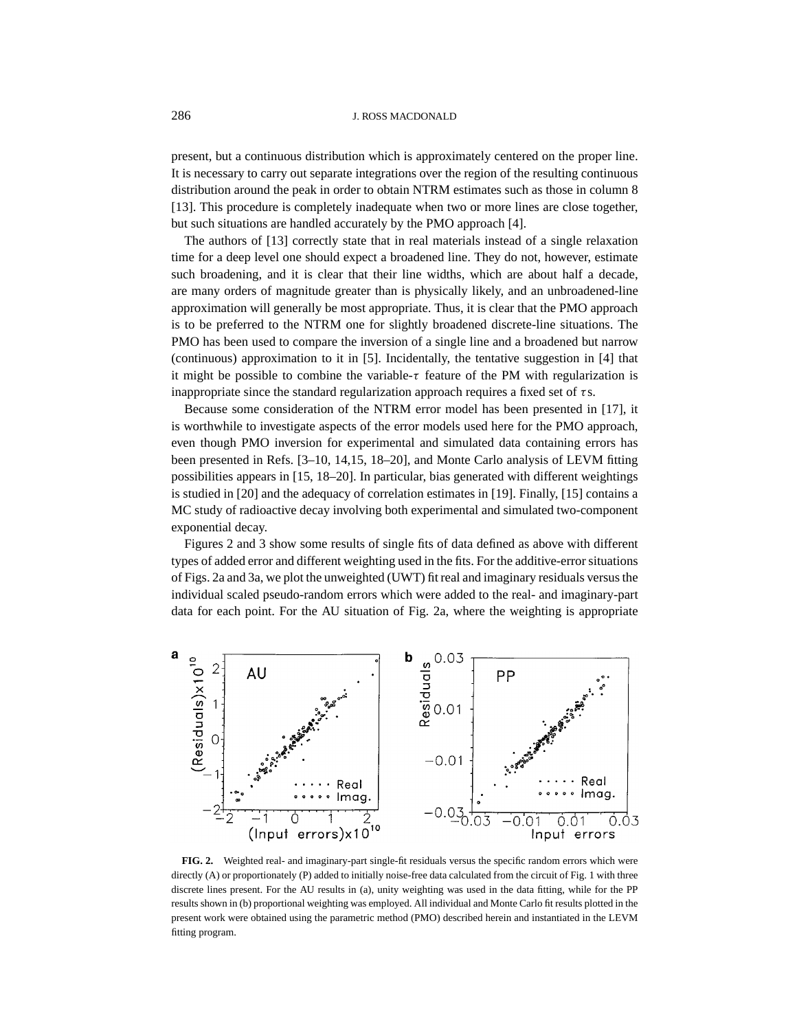present, but a continuous distribution which is approximately centered on the proper line. It is necessary to carry out separate integrations over the region of the resulting continuous distribution around the peak in order to obtain NTRM estimates such as those in column 8 [13]. This procedure is completely inadequate when two or more lines are close together, but such situations are handled accurately by the PMO approach [4].

The authors of [13] correctly state that in real materials instead of a single relaxation time for a deep level one should expect a broadened line. They do not, however, estimate such broadening, and it is clear that their line widths, which are about half a decade, are many orders of magnitude greater than is physically likely, and an unbroadened-line approximation will generally be most appropriate. Thus, it is clear that the PMO approach is to be preferred to the NTRM one for slightly broadened discrete-line situations. The PMO has been used to compare the inversion of a single line and a broadened but narrow (continuous) approximation to it in [5]. Incidentally, the tentative suggestion in [4] that it might be possible to combine the variable-$\tau$ feature of the PM with regularization is inappropriate since the standard regularization approach requires a fixed set of $\tau$s.

Because some consideration of the NTRM error model has been presented in [17], it is worthwhile to investigate aspects of the error models used here for the PMO approach, even though PMO inversion for experimental and simulated data containing errors has been presented in Refs. [3–10, 14,15, 18–20], and Monte Carlo analysis of LEVM fitting possibilities appears in [15, 18–20]. In particular, bias generated with different weightings is studied in [20] and the adequacy of correlation estimates in [19]. Finally, [15] contains a MC study of radioactive decay involving both experimental and simulated two-component exponential decay.

Figures 2 and 3 show some results of single fits of data defined as above with different types of added error and different weighting used in the fits. For the additive-error situations of Figs. 2a and 3a, we plot the unweighted (UWT) fit real and imaginary residuals versus the individual scaled pseudo-random errors which were added to the real- and imaginary-part data for each point. For the AU situation of Fig. 2a, where the weighting is appropriate

**FIG. 2.** Weighted real- and imaginary-part single-fit residuals versus the specific random errors which were directly (A) or proportionately (P) added to initially noise-free data calculated from the circuit of Fig. 1 with three discrete lines present. For the AU results in (a), unity weighting was used in the data fitting, while for the PP results shown in (b) proportional weighting was employed. All individual and Monte Carlo fit results plotted in the present work were obtained using the parametric method (PMO) described herein and instantiated in the LEVM fitting program.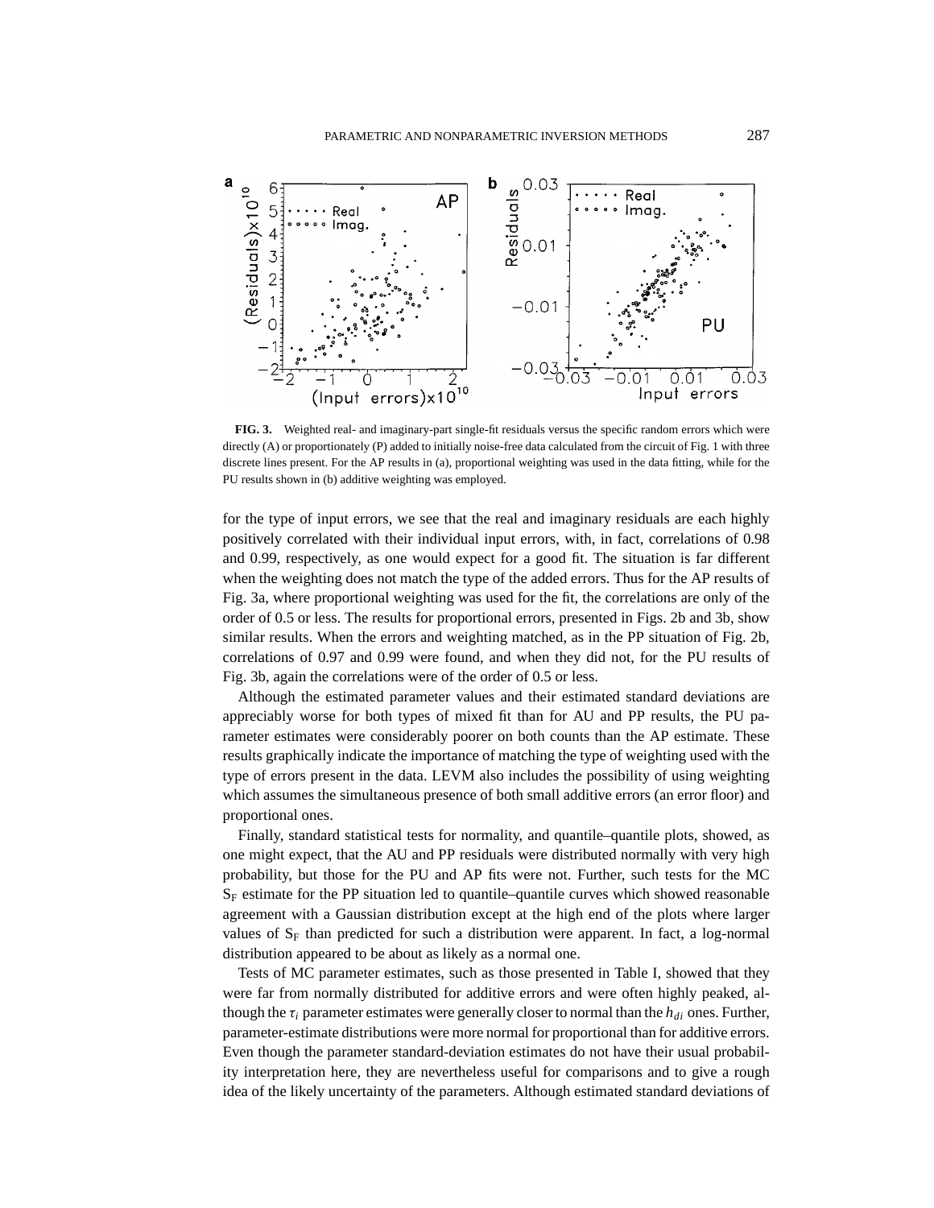**FIG. 3.** Weighted real- and imaginary-part single-fit residuals versus the specific random errors which were directly (A) or proportionately (P) added to initially noise-free data calculated from the circuit of Fig. 1 with three discrete lines present. For the AP results in (a), proportional weighting was used in the data fitting, while for the PU results shown in (b) additive weighting was employed.

for the type of input errors, we see that the real and imaginary residuals are each highly positively correlated with their individual input errors, with, in fact, correlations of 0.98 and 0.99, respectively, as one would expect for a good fit. The situation is far different when the weighting does not match the type of the added errors. Thus for the AP results of Fig. 3a, where proportional weighting was used for the fit, the correlations are only of the order of 0.5 or less. The results for proportional errors, presented in Figs. 2b and 3b, show similar results. When the errors and weighting matched, as in the PP situation of Fig. 2b, correlations of 0.97 and 0.99 were found, and when they did not, for the PU results of Fig. 3b, again the correlations were of the order of 0.5 or less.

Although the estimated parameter values and their estimated standard deviations are appreciably worse for both types of mixed fit than for AU and PP results, the PU parameter estimates were considerably poorer on both counts than the AP estimate. These results graphically indicate the importance of matching the type of weighting used with the type of errors present in the data. LEVM also includes the possibility of using weighting which assumes the simultaneous presence of both small additive errors (an error floor) and proportional ones.

Finally, standard statistical tests for normality, and quantile–quantile plots, showed, as one might expect, that the AU and PP residuals were distributed normally with very high probability, but those for the PU and AP fits were not. Further, such tests for the MC $S_F$ estimate for the PP situation led to quantile–quantile curves which showed reasonable agreement with a Gaussian distribution except at the high end of the plots where larger values of $S_F$ than predicted for such a distribution were apparent. In fact, a log-normal distribution appeared to be about as likely as a normal one.

Tests of MC parameter estimates, such as those presented in Table I, showed that they were far from normally distributed for additive errors and were often highly peaked, although the $\tau_i$ parameter estimates were generally closer to normal than the $h_{di}$ ones. Further, parameter-estimate distributions were more normal for proportional than for additive errors. Even though the parameter standard-deviation estimates do not have their usual probability interpretation here, they are nevertheless useful for comparisons and to give a rough idea of the likely uncertainty of the parameters. Although estimated standard deviations of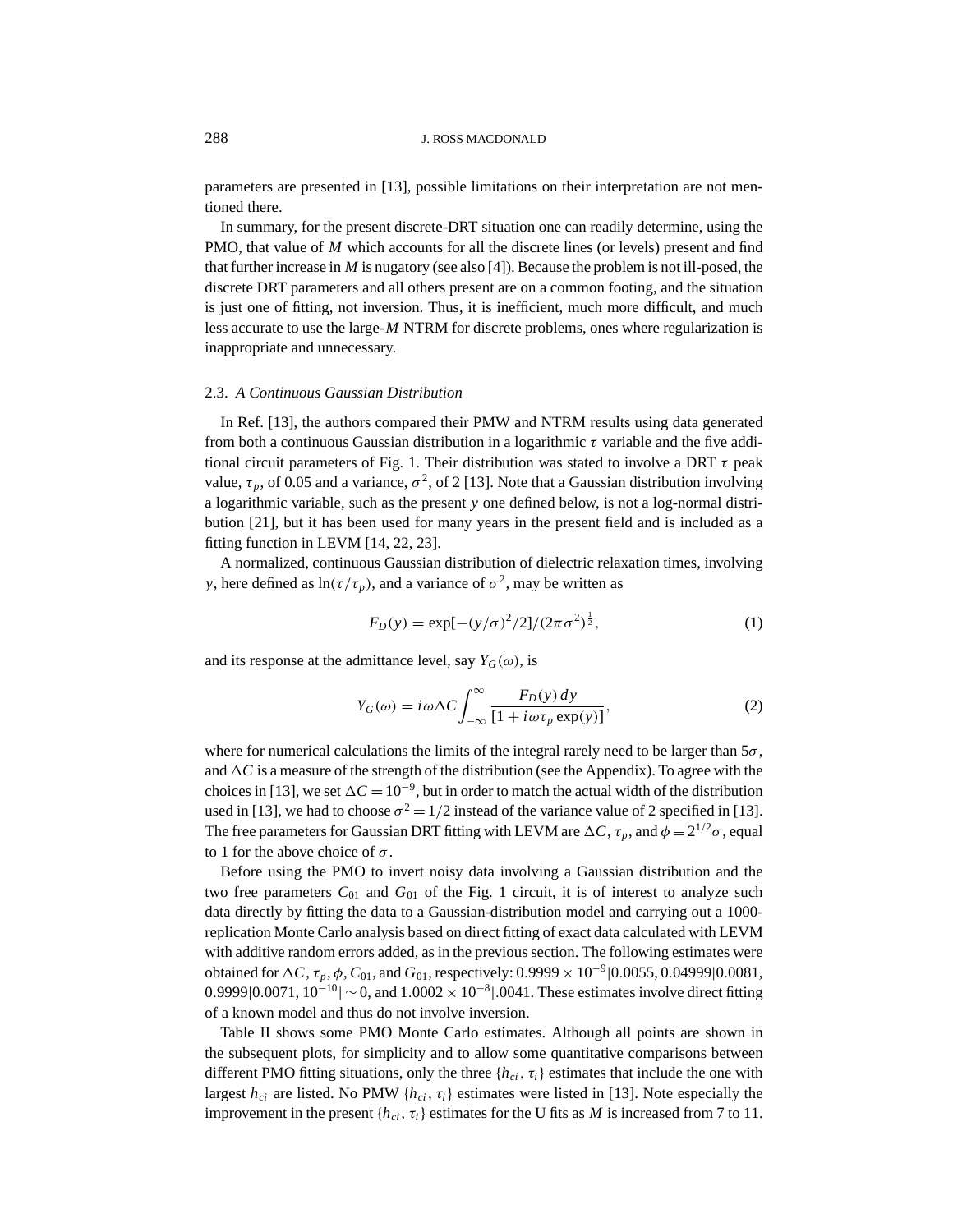parameters are presented in [13], possible limitations on their interpretation are not mentioned there.

In summary, for the present discrete-DRT situation one can readily determine, using the PMO, that value of $M$ which accounts for all the discrete lines (or levels) present and find that further increase in $M$ is nugatory (see also [4]). Because the problem is not ill-posed, the discrete DRT parameters and all others present are on a common footing, and the situation is just one of fitting, not inversion. Thus, it is inefficient, much more difficult, and much less accurate to use the large-$M$ NTRM for discrete problems, ones where regularization is inappropriate and unnecessary.

### 2.3. *A Continuous Gaussian Distribution*

In Ref. [13], the authors compared their PMW and NTRM results using data generated from both a continuous Gaussian distribution in a logarithmic $\tau$ variable and the five additional circuit parameters of Fig. 1. Their distribution was stated to involve a DRT $\tau$ peak value, $\tau_p$, of 0.05 and a variance, $\sigma^2$, of 2 [13]. Note that a Gaussian distribution involving a logarithmic variable, such as the present $y$ one defined below, is not a log-normal distribution [21], but it has been used for many years in the present field and is included as a fitting function in LEVM [14, 22, 23].

A normalized, continuous Gaussian distribution of dielectric relaxation times, involving $y$, here defined as $\ln(\tau/\tau_p)$, and a variance of $\sigma^2$, may be written as

$$F_D(y) = \exp[-(y/\sigma)^2/2]/(2\pi\sigma^2)^{\frac{1}{2}}, \tag{1}$$

and its response at the admittance level, say $Y_G(\omega)$, is

$$Y_G(\omega) = i\omega\Delta C \int_{-\infty}^{\infty} \frac{F_D(y)\,dy}{[1 + i\omega\tau_p \exp(y)]}, \tag{2}$$

where for numerical calculations the limits of the integral rarely need to be larger than $5\sigma$, and $\Delta C$ is a measure of the strength of the distribution (see the Appendix). To agree with the choices in [13], we set $\Delta C = 10^{-9}$, but in order to match the actual width of the distribution used in [13], we had to choose $\sigma^2 = 1/2$ instead of the variance value of 2 specified in [13]. The free parameters for Gaussian DRT fitting with LEVM are $\Delta C$, $\tau_p$, and $\phi \equiv 2^{1/2}\sigma$, equal to 1 for the above choice of $\sigma$.

Before using the PMO to invert noisy data involving a Gaussian distribution and the two free parameters $C_{01}$ and $G_{01}$ of the Fig. 1 circuit, it is of interest to analyze such data directly by fitting the data to a Gaussian-distribution model and carrying out a 1000-replication Monte Carlo analysis based on direct fitting of exact data calculated with LEVM with additive random errors added, as in the previous section. The following estimates were obtained for $\Delta C$, $\tau_p$, $\phi$, $C_{01}$, and $G_{01}$, respectively: $0.9999 \times 10^{-9}|0.0055$, $0.04999|0.0081$, $0.9999|0.0071$, $10^{-10}|\sim 0$, and $1.0002 \times 10^{-8}|.0041$. These estimates involve direct fitting of a known model and thus do not involve inversion.

Table II shows some PMO Monte Carlo estimates. Although all points are shown in the subsequent plots, for simplicity and to allow some quantitative comparisons between different PMO fitting situations, only the three $\{h_{ci}, \tau_i\}$ estimates that include the one with largest $h_{ci}$ are listed. No PMW $\{h_{ci}, \tau_i\}$ estimates were listed in [13]. Note especially the improvement in the present $\{h_{ci}, \tau_i\}$ estimates for the U fits as $M$ is increased from 7 to 11.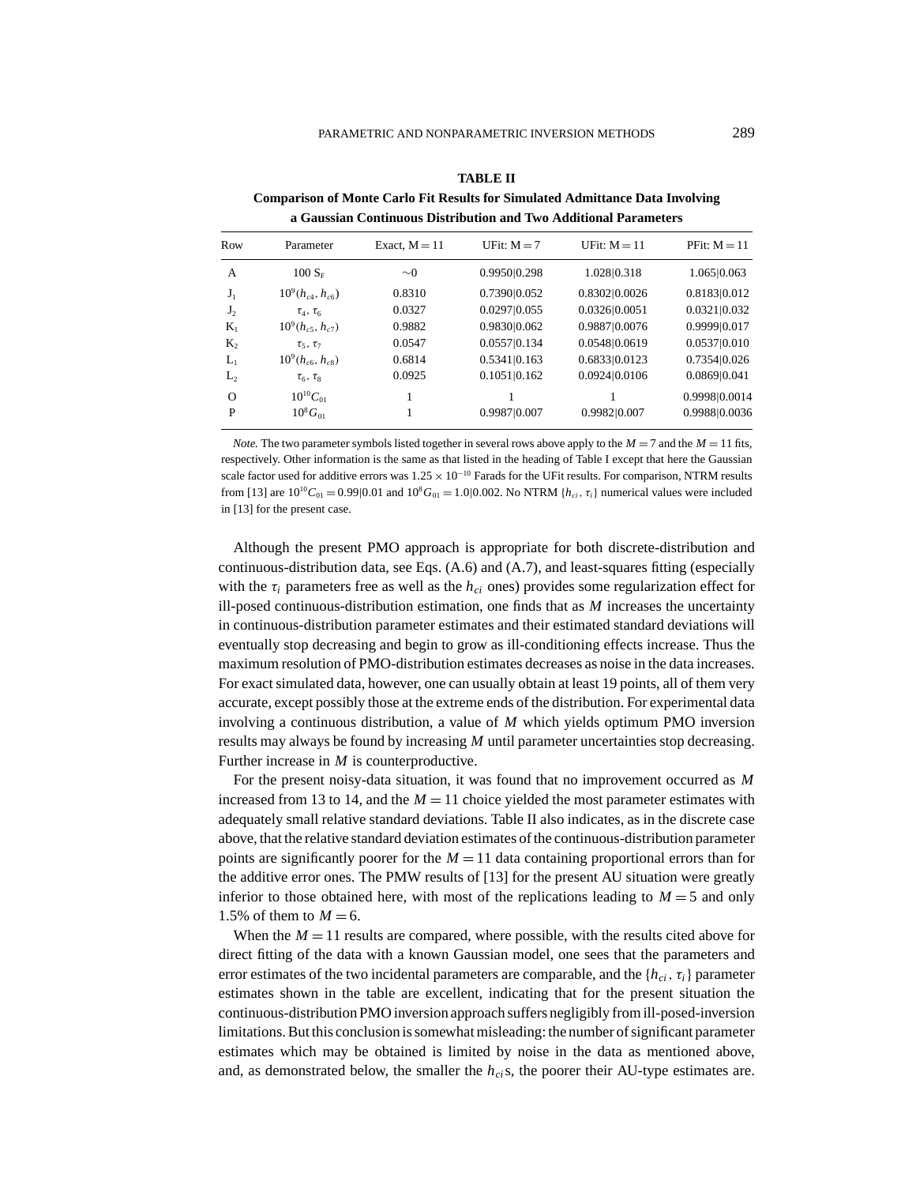**TABLE II**

**Comparison of Monte Carlo Fit Results for Simulated Admittance Data Involving a Gaussian Continuous Distribution and Two Additional Parameters**

| Row | Parameter | Exact, M = 11 | UFit: M = 7 | UFit: M = 11 | PFit: M = 11 |
|---|---|---|---|---|---|
| A | $100\ S_F$ | $\sim 0$ | 0.9950\|0.298 | 1.028\|0.318 | 1.065\|0.063 |
| $J_1$ | $10^9(h_{c4}, h_{c6})$ | 0.8310 | 0.7390\|0.052 | 0.8302\|0.0026 | 0.8183\|0.012 |
| $J_2$ | $\tau_4, \tau_6$ | 0.0327 | 0.0297\|0.055 | 0.0326\|0.0051 | 0.0321\|0.032 |
| $K_1$ | $10^9(h_{c5}, h_{c7})$ | 0.9882 | 0.9830\|0.062 | 0.9887\|0.0076 | 0.9999\|0.017 |
| $K_2$ | $\tau_5, \tau_7$ | 0.0547 | 0.0557\|0.134 | 0.0548\|0.0619 | 0.0537\|0.010 |
| $L_1$ | $10^9(h_{c6}, h_{c8})$ | 0.6814 | 0.5341\|0.163 | 0.6833\|0.0123 | 0.7354\|0.026 |
| $L_2$ | $\tau_6, \tau_8$ | 0.0925 | 0.1051\|0.162 | 0.0924\|0.0106 | 0.0869\|0.041 |
| O | $10^{10}C_{01}$ | 1 | 1 | 1 | 0.9998\|0.0014 |
| P | $10^8 G_{01}$ | 1 | 0.9987\|0.007 | 0.9982\|0.007 | 0.9988\|0.0036 |

*Note.* The two parameter symbols listed together in several rows above apply to the $M = 7$ and the $M = 11$ fits, respectively. Other information is the same as that listed in the heading of Table I except that here the Gaussian scale factor used for additive errors was $1.25 \times 10^{-10}$ Farads for the UFit results. For comparison, NTRM results from [13] are $10^{10}C_{01} = 0.99|0.01$ and $10^8 G_{01} = 1.0|0.002$. No NTRM $\{h_{ci}, \tau_i\}$ numerical values were included in [13] for the present case.

Although the present PMO approach is appropriate for both discrete-distribution and continuous-distribution data, see Eqs. (A.6) and (A.7), and least-squares fitting (especially with the $\tau_i$ parameters free as well as the $h_{ci}$ ones) provides some regularization effect for ill-posed continuous-distribution estimation, one finds that as $M$ increases the uncertainty in continuous-distribution parameter estimates and their estimated standard deviations will eventually stop decreasing and begin to grow as ill-conditioning effects increase. Thus the maximum resolution of PMO-distribution estimates decreases as noise in the data increases. For exact simulated data, however, one can usually obtain at least 19 points, all of them very accurate, except possibly those at the extreme ends of the distribution. For experimental data involving a continuous distribution, a value of $M$ which yields optimum PMO inversion results may always be found by increasing $M$ until parameter uncertainties stop decreasing. Further increase in $M$ is counterproductive.

For the present noisy-data situation, it was found that no improvement occurred as $M$ increased from 13 to 14, and the $M = 11$ choice yielded the most parameter estimates with adequately small relative standard deviations. Table II also indicates, as in the discrete case above, that the relative standard deviation estimates of the continuous-distribution parameter points are significantly poorer for the $M = 11$ data containing proportional errors than for the additive error ones. The PMW results of [13] for the present AU situation were greatly inferior to those obtained here, with most of the replications leading to $M = 5$ and only 1.5% of them to $M = 6$.

When the $M = 11$ results are compared, where possible, with the results cited above for direct fitting of the data with a known Gaussian model, one sees that the parameters and error estimates of the two incidental parameters are comparable, and the $\{h_{ci}, \tau_i\}$ parameter estimates shown in the table are excellent, indicating that for the present situation the continuous-distribution PMO inversion approach suffers negligibly from ill-posed-inversion limitations. But this conclusion is somewhat misleading: the number of significant parameter estimates which may be obtained is limited by noise in the data as mentioned above, and, as demonstrated below, the smaller the $h_{ci}$s, the poorer their AU-type estimates are.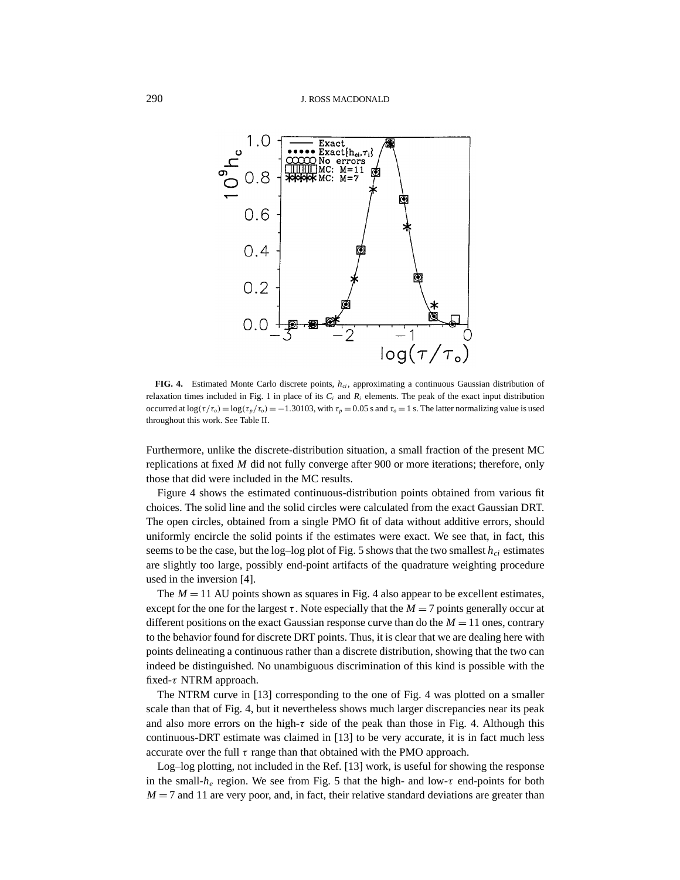**FIG. 4.** Estimated Monte Carlo discrete points, $h_{ci}$, approximating a continuous Gaussian distribution of relaxation times included in Fig. 1 in place of its $C_i$ and $R_i$ elements. The peak of the exact input distribution occurred at $\log(\tau/\tau_o) = \log(\tau_p/\tau_o) = -1.30103$, with $\tau_p = 0.05$ s and $\tau_o = 1$ s. The latter normalizing value is used throughout this work. See Table II.

Furthermore, unlike the discrete-distribution situation, a small fraction of the present MC replications at fixed $M$ did not fully converge after 900 or more iterations; therefore, only those that did were included in the MC results.

Figure 4 shows the estimated continuous-distribution points obtained from various fit choices. The solid line and the solid circles were calculated from the exact Gaussian DRT. The open circles, obtained from a single PMO fit of data without additive errors, should uniformly encircle the solid points if the estimates were exact. We see that, in fact, this seems to be the case, but the log–log plot of Fig. 5 shows that the two smallest $h_{ci}$ estimates are slightly too large, possibly end-point artifacts of the quadrature weighting procedure used in the inversion [4].

The $M = 11$ AU points shown as squares in Fig. 4 also appear to be excellent estimates, except for the one for the largest $\tau$. Note especially that the $M = 7$ points generally occur at different positions on the exact Gaussian response curve than do the $M = 11$ ones, contrary to the behavior found for discrete DRT points. Thus, it is clear that we are dealing here with points delineating a continuous rather than a discrete distribution, showing that the two can indeed be distinguished. No unambiguous discrimination of this kind is possible with the fixed-$\tau$ NTRM approach.

The NTRM curve in [13] corresponding to the one of Fig. 4 was plotted on a smaller scale than that of Fig. 4, but it nevertheless shows much larger discrepancies near its peak and also more errors on the high-$\tau$ side of the peak than those in Fig. 4. Although this continuous-DRT estimate was claimed in [13] to be very accurate, it is in fact much less accurate over the full $\tau$ range than that obtained with the PMO approach.

Log–log plotting, not included in the Ref. [13] work, is useful for showing the response in the small-$h_e$ region. We see from Fig. 5 that the high- and low-$\tau$ end-points for both $M = 7$ and 11 are very poor, and, in fact, their relative standard deviations are greater than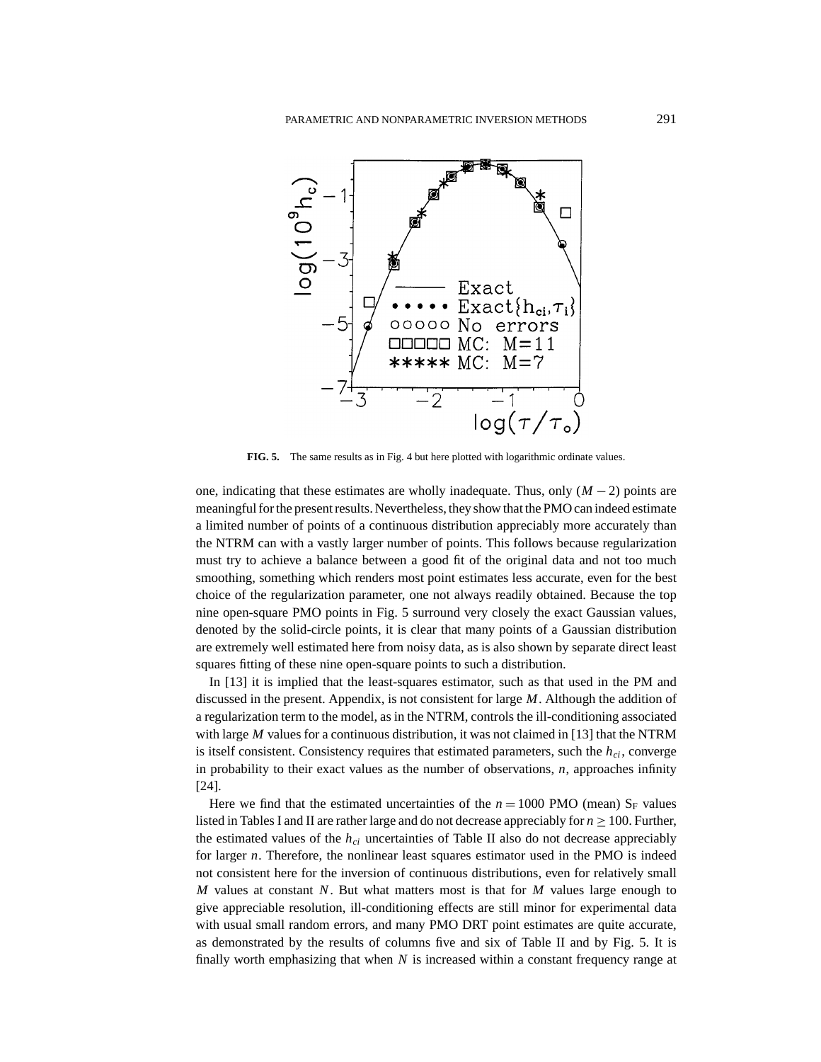**FIG. 5.** The same results as in Fig. 4 but here plotted with logarithmic ordinate values.

one, indicating that these estimates are wholly inadequate. Thus, only $(M-2)$ points are meaningful for the present results. Nevertheless, they show that the PMO can indeed estimate a limited number of points of a continuous distribution appreciably more accurately than the NTRM can with a vastly larger number of points. This follows because regularization must try to achieve a balance between a good fit of the original data and not too much smoothing, something which renders most point estimates less accurate, even for the best choice of the regularization parameter, one not always readily obtained. Because the top nine open-square PMO points in Fig. 5 surround very closely the exact Gaussian values, denoted by the solid-circle points, it is clear that many points of a Gaussian distribution are extremely well estimated here from noisy data, as is also shown by separate direct least squares fitting of these nine open-square points to such a distribution.

In [13] it is implied that the least-squares estimator, such as that used in the PM and discussed in the present. Appendix, is not consistent for large $M$. Although the addition of a regularization term to the model, as in the NTRM, controls the ill-conditioning associated with large $M$ values for a continuous distribution, it was not claimed in [13] that the NTRM is itself consistent. Consistency requires that estimated parameters, such the $h_{ci}$, converge in probability to their exact values as the number of observations, $n$, approaches infinity [24].

Here we find that the estimated uncertainties of the $n = 1000$ PMO (mean) $S_F$ values listed in Tables I and II are rather large and do not decrease appreciably for $n \geq 100$. Further, the estimated values of the $h_{ci}$ uncertainties of Table II also do not decrease appreciably for larger $n$. Therefore, the nonlinear least squares estimator used in the PMO is indeed not consistent here for the inversion of continuous distributions, even for relatively small $M$ values at constant $N$. But what matters most is that for $M$ values large enough to give appreciable resolution, ill-conditioning effects are still minor for experimental data with usual small random errors, and many PMO DRT point estimates are quite accurate, as demonstrated by the results of columns five and six of Table II and by Fig. 5. It is finally worth emphasizing that when $N$ is increased within a constant frequency range at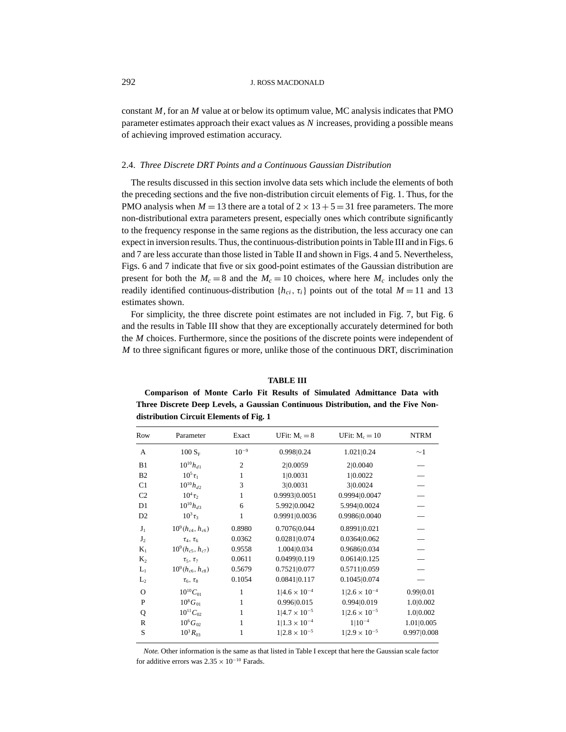constant $M$, for an $M$ value at or below its optimum value, MC analysis indicates that PMO parameter estimates approach their exact values as $N$ increases, providing a possible means of achieving improved estimation accuracy.

### 2.4. *Three Discrete DRT Points and a Continuous Gaussian Distribution*

The results discussed in this section involve data sets which include the elements of both the preceding sections and the five non-distribution circuit elements of Fig. 1. Thus, for the PMO analysis when $M = 13$ there are a total of $2 \times 13 + 5 = 31$ free parameters. The more non-distributional extra parameters present, especially ones which contribute significantly to the frequency response in the same regions as the distribution, the less accuracy one can expect in inversion results. Thus, the continuous-distribution points in Table III and in Figs. 6 and 7 are less accurate than those listed in Table II and shown in Figs. 4 and 5. Nevertheless, Figs. 6 and 7 indicate that five or six good-point estimates of the Gaussian distribution are present for both the $M_c = 8$ and the $M_c = 10$ choices, where here $M_c$ includes only the readily identified continuous-distribution $\{h_{ci}, \tau_i\}$ points out of the total $M = 11$ and 13 estimates shown.

For simplicity, the three discrete point estimates are not included in Fig. 7, but Fig. 6 and the results in Table III show that they are exceptionally accurately determined for both the $M$ choices. Furthermore, since the positions of the discrete points were independent of $M$ to three significant figures or more, unlike those of the continuous DRT, discrimination

**TABLE III**

**Comparison of Monte Carlo Fit Results of Simulated Admittance Data with Three Discrete Deep Levels, a Gaussian Continuous Distribution, and the Five Non-distribution Circuit Elements of Fig. 1**

| Row | Parameter | Exact | UFit: $M_c = 8$ | UFit: $M_c = 10$ | NTRM |
|---|---|---|---|---|---|
| A | $100\ S_F$ | $10^{-9}$ | 0.998\|0.24 | 1.021\|0.24 | $\sim 1$ |
| B1 | $10^{10} h_{d1}$ | 2 | 2\|0.0059 | 2\|0.0040 | — |
| B2 | $10^5 \tau_1$ | 1 | 1\|0.0031 | 1\|0.0022 | — |
| C1 | $10^{10} h_{d2}$ | 3 | 3\|0.0031 | 3\|0.0024 | — |
| C2 | $10^4 \tau_2$ | 1 | 0.9993\|0.0051 | 0.9994\|0.0047 | — |
| D1 | $10^{10} h_{d3}$ | 6 | 5.992\|0.0042 | 5.994\|0.0024 | — |
| D2 | $10^3 \tau_3$ | 1 | 0.9991\|0.0036 | 0.9986\|0.0040 | — |
| $J_1$ | $10^9 (h_{c4}, h_{c6})$ | 0.8980 | 0.7076\|0.044 | 0.8991\|0.021 | — |
| $J_2$ | $\tau_4, \tau_6$ | 0.0362 | 0.0281\|0.074 | 0.0364\|0.062 | — |
| $K_1$ | $10^9 (h_{c5}, h_{c7})$ | 0.9558 | 1.004\|0.034 | 0.9686\|0.034 | — |
| $K_2$ | $\tau_5, \tau_7$ | 0.0611 | 0.0499\|0.119 | 0.0614\|0.125 | — |
| $L_1$ | $10^9 (h_{c6}, h_{c8})$ | 0.5679 | 0.7521\|0.077 | 0.5711\|0.059 | — |
| $L_2$ | $\tau_6, \tau_8$ | 0.1054 | 0.0841\|0.117 | 0.1045\|0.074 | — |
| O | $10^{10} C_{01}$ | 1 | $1\|4.6 \times 10^{-4}$ | $1\|2.6 \times 10^{-4}$ | 0.99\|0.01 |
| P | $10^8 G_{01}$ | 1 | 0.996\|0.015 | 0.994\|0.019 | 1.0\|0.002 |
| Q | $10^{11} C_{02}$ | 1 | $1\|4.7 \times 10^{-5}$ | $1\|2.6 \times 10^{-5}$ | 1.0\|0.002 |
| R | $10^6 G_{02}$ | 1 | $1\|1.3 \times 10^{-4}$ | $1\|10^{-4}$ | 1.01\|0.005 |
| S | $10^3 R_{03}$ | 1 | $1\|2.8 \times 10^{-5}$ | $1\|2.9 \times 10^{-5}$ | 0.997\|0.008 |

*Note.* Other information is the same as that listed in Table I except that here the Gaussian scale factor for additive errors was $2.35 \times 10^{-10}$ Farads.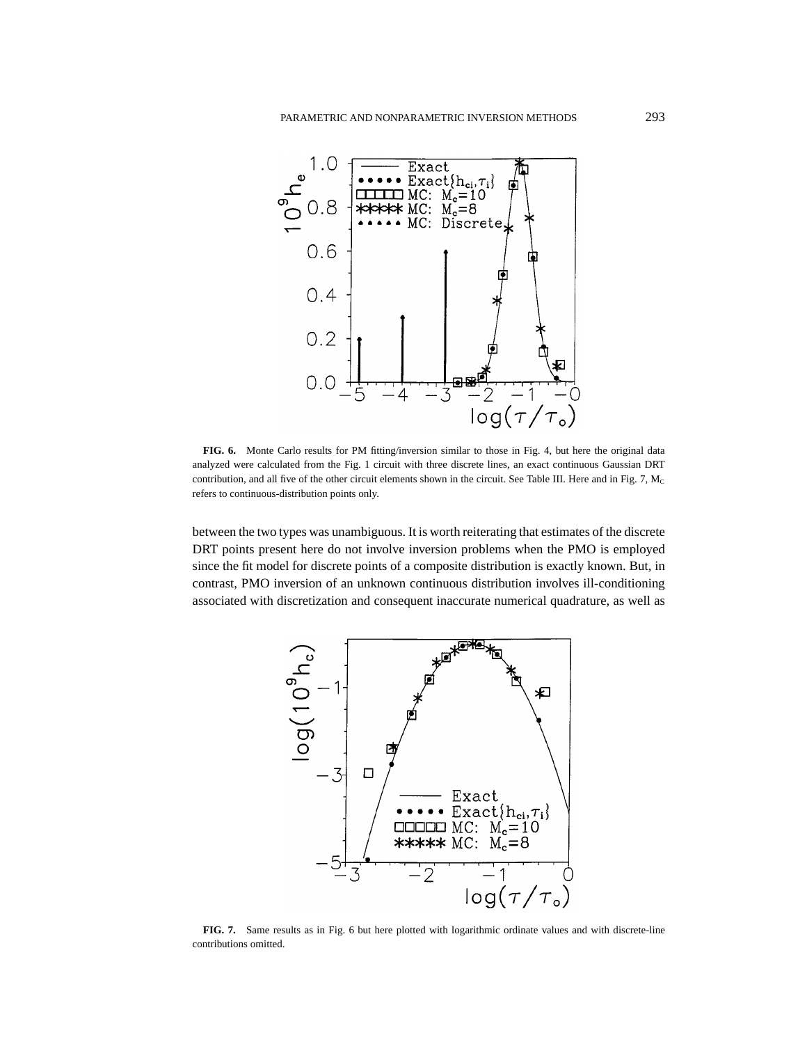**FIG. 6.** Monte Carlo results for PM fitting/inversion similar to those in Fig. 4, but here the original data analyzed were calculated from the Fig. 1 circuit with three discrete lines, an exact continuous Gaussian DRT contribution, and all five of the other circuit elements shown in the circuit. See Table III. Here and in Fig. 7, $M_C$ refers to continuous-distribution points only.

between the two types was unambiguous. It is worth reiterating that estimates of the discrete DRT points present here do not involve inversion problems when the PMO is employed since the fit model for discrete points of a composite distribution is exactly known. But, in contrast, PMO inversion of an unknown continuous distribution involves ill-conditioning associated with discretization and consequent inaccurate numerical quadrature, as well as

**FIG. 7.** Same results as in Fig. 6 but here plotted with logarithmic ordinate values and with discrete-line contributions omitted.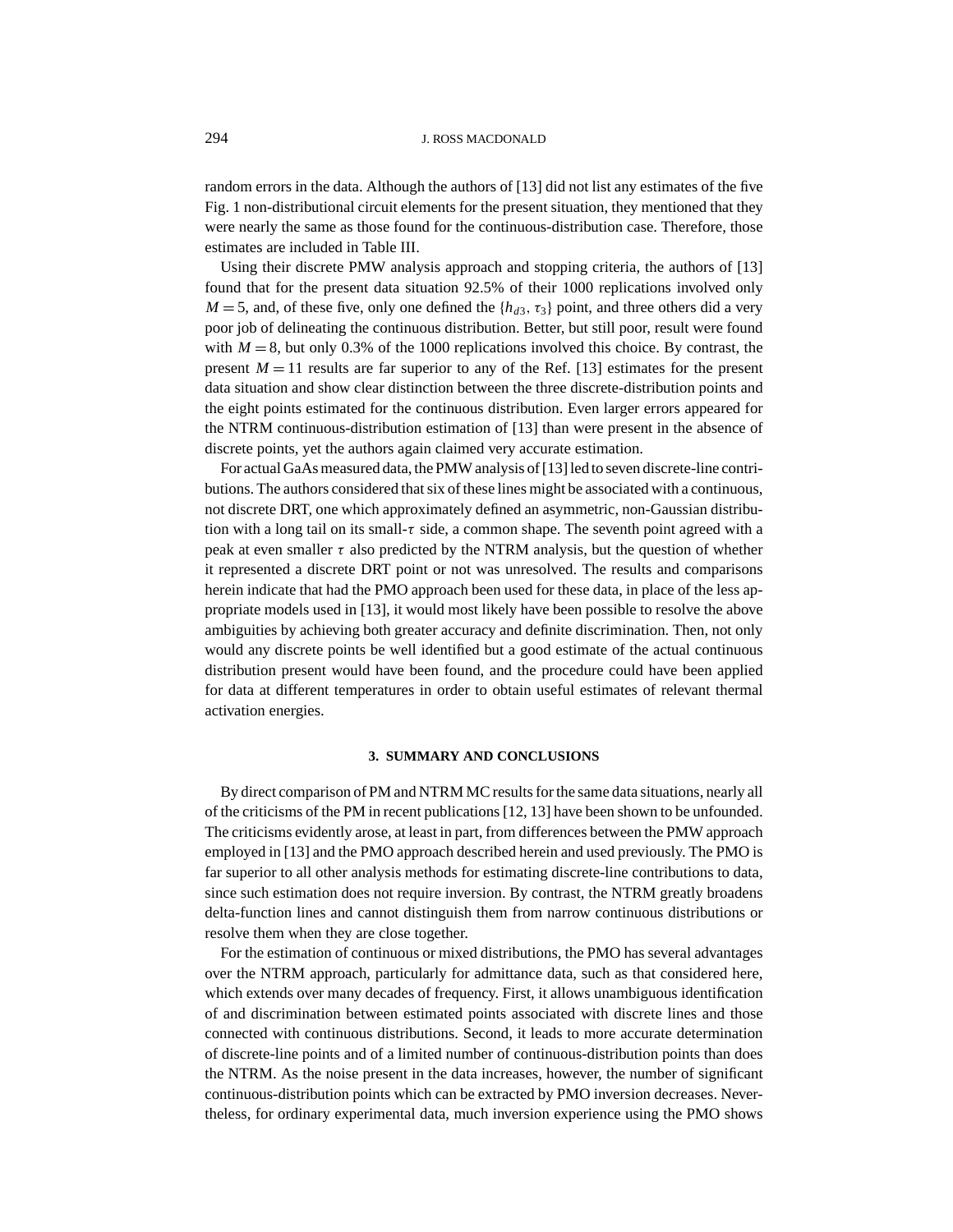random errors in the data. Although the authors of [13] did not list any estimates of the five Fig. 1 non-distributional circuit elements for the present situation, they mentioned that they were nearly the same as those found for the continuous-distribution case. Therefore, those estimates are included in Table III.

Using their discrete PMW analysis approach and stopping criteria, the authors of [13] found that for the present data situation 92.5% of their 1000 replications involved only $M = 5$, and, of these five, only one defined the $\{h_{d3}, \tau_3\}$ point, and three others did a very poor job of delineating the continuous distribution. Better, but still poor, result were found with $M = 8$, but only 0.3% of the 1000 replications involved this choice. By contrast, the present $M = 11$ results are far superior to any of the Ref. [13] estimates for the present data situation and show clear distinction between the three discrete-distribution points and the eight points estimated for the continuous distribution. Even larger errors appeared for the NTRM continuous-distribution estimation of [13] than were present in the absence of discrete points, yet the authors again claimed very accurate estimation.

For actual GaAs measured data, the PMW analysis of [13] led to seven discrete-line contributions. The authors considered that six of these lines might be associated with a continuous, not discrete DRT, one which approximately defined an asymmetric, non-Gaussian distribution with a long tail on its small-$\tau$ side, a common shape. The seventh point agreed with a peak at even smaller $\tau$ also predicted by the NTRM analysis, but the question of whether it represented a discrete DRT point or not was unresolved. The results and comparisons herein indicate that had the PMO approach been used for these data, in place of the less appropriate models used in [13], it would most likely have been possible to resolve the above ambiguities by achieving both greater accuracy and definite discrimination. Then, not only would any discrete points be well identified but a good estimate of the actual continuous distribution present would have been found, and the procedure could have been applied for data at different temperatures in order to obtain useful estimates of relevant thermal activation energies.

## 3. SUMMARY AND CONCLUSIONS

By direct comparison of PM and NTRM MC results for the same data situations, nearly all of the criticisms of the PM in recent publications [12, 13] have been shown to be unfounded. The criticisms evidently arose, at least in part, from differences between the PMW approach employed in [13] and the PMO approach described herein and used previously. The PMO is far superior to all other analysis methods for estimating discrete-line contributions to data, since such estimation does not require inversion. By contrast, the NTRM greatly broadens delta-function lines and cannot distinguish them from narrow continuous distributions or resolve them when they are close together.

For the estimation of continuous or mixed distributions, the PMO has several advantages over the NTRM approach, particularly for admittance data, such as that considered here, which extends over many decades of frequency. First, it allows unambiguous identification of and discrimination between estimated points associated with discrete lines and those connected with continuous distributions. Second, it leads to more accurate determination of discrete-line points and of a limited number of continuous-distribution points than does the NTRM. As the noise present in the data increases, however, the number of significant continuous-distribution points which can be extracted by PMO inversion decreases. Nevertheless, for ordinary experimental data, much inversion experience using the PMO shows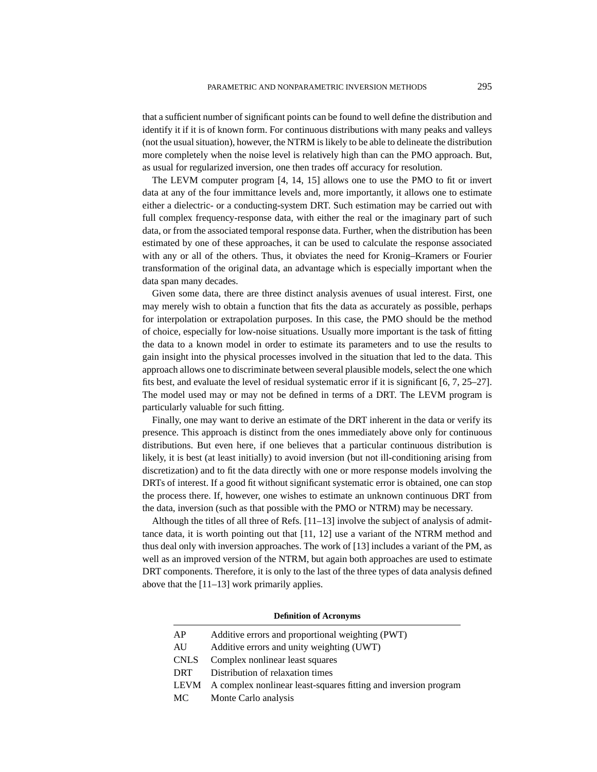that a sufficient number of significant points can be found to well define the distribution and identify it if it is of known form. For continuous distributions with many peaks and valleys (not the usual situation), however, the NTRM is likely to be able to delineate the distribution more completely when the noise level is relatively high than can the PMO approach. But, as usual for regularized inversion, one then trades off accuracy for resolution.

The LEVM computer program [4, 14, 15] allows one to use the PMO to fit or invert data at any of the four immittance levels and, more importantly, it allows one to estimate either a dielectric- or a conducting-system DRT. Such estimation may be carried out with full complex frequency-response data, with either the real or the imaginary part of such data, or from the associated temporal response data. Further, when the distribution has been estimated by one of these approaches, it can be used to calculate the response associated with any or all of the others. Thus, it obviates the need for Kronig–Kramers or Fourier transformation of the original data, an advantage which is especially important when the data span many decades.

Given some data, there are three distinct analysis avenues of usual interest. First, one may merely wish to obtain a function that fits the data as accurately as possible, perhaps for interpolation or extrapolation purposes. In this case, the PMO should be the method of choice, especially for low-noise situations. Usually more important is the task of fitting the data to a known model in order to estimate its parameters and to use the results to gain insight into the physical processes involved in the situation that led to the data. This approach allows one to discriminate between several plausible models, select the one which fits best, and evaluate the level of residual systematic error if it is significant [6, 7, 25–27]. The model used may or may not be defined in terms of a DRT. The LEVM program is particularly valuable for such fitting.

Finally, one may want to derive an estimate of the DRT inherent in the data or verify its presence. This approach is distinct from the ones immediately above only for continuous distributions. But even here, if one believes that a particular continuous distribution is likely, it is best (at least initially) to avoid inversion (but not ill-conditioning arising from discretization) and to fit the data directly with one or more response models involving the DRTs of interest. If a good fit without significant systematic error is obtained, one can stop the process there. If, however, one wishes to estimate an unknown continuous DRT from the data, inversion (such as that possible with the PMO or NTRM) may be necessary.

Although the titles of all three of Refs. [11–13] involve the subject of analysis of admittance data, it is worth pointing out that [11, 12] use a variant of the NTRM method and thus deal only with inversion approaches. The work of [13] includes a variant of the PM, as well as an improved version of the NTRM, but again both approaches are used to estimate DRT components. Therefore, it is only to the last of the three types of data analysis defined above that the [11–13] work primarily applies.

**Definition of Acronyms**

| | |
|---|---|
| AP | Additive errors and proportional weighting (PWT) |
| AU | Additive errors and unity weighting (UWT) |
| CNLS | Complex nonlinear least squares |
| DRT | Distribution of relaxation times |
| LEVM | A complex nonlinear least-squares fitting and inversion program |
| MC | Monte Carlo analysis |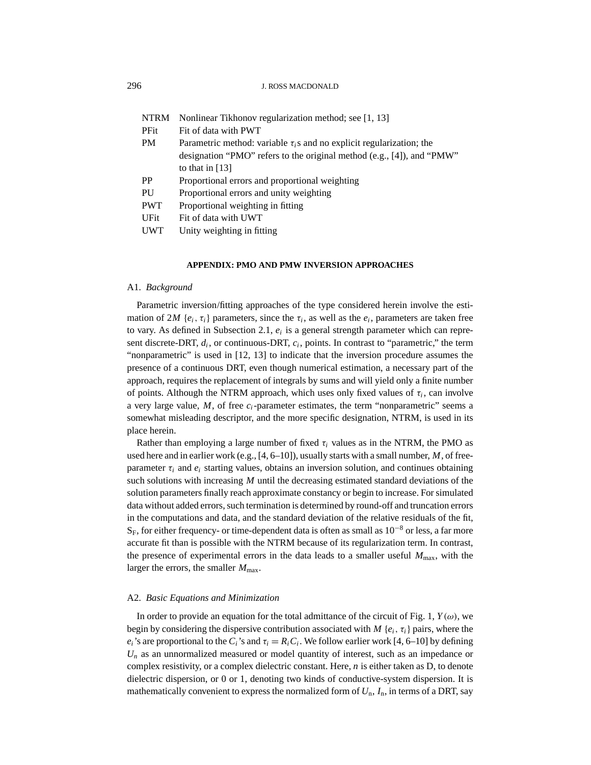| | |
|---|---|
| NTRM | Nonlinear Tikhonov regularization method; see [1, 13] |
| PFit | Fit of data with PWT |
| PM | Parametric method: variable $\tau_i$s and no explicit regularization; the designation "PMO" refers to the original method (e.g., [4]), and "PMW" to that in [13] |
| PP | Proportional errors and proportional weighting |
| PU | Proportional errors and unity weighting |
| PWT | Proportional weighting in fitting |
| UFit | Fit of data with UWT |
| UWT | Unity weighting in fitting |

## APPENDIX: PMO AND PMW INVERSION APPROACHES

### A1. *Background*

Parametric inversion/fitting approaches of the type considered herein involve the estimation of $2M$ $\{e_i, \tau_i\}$ parameters, since the $\tau_i$, as well as the $e_i$, parameters are taken free to vary. As defined in Subsection 2.1, $e_i$ is a general strength parameter which can represent discrete-DRT, $d_i$, or continuous-DRT, $c_i$, points. In contrast to "parametric," the term "nonparametric" is used in [12, 13] to indicate that the inversion procedure assumes the presence of a continuous DRT, even though numerical estimation, a necessary part of the approach, requires the replacement of integrals by sums and will yield only a finite number of points. Although the NTRM approach, which uses only fixed values of $\tau_i$, can involve a very large value, $M$, of free $c_i$-parameter estimates, the term "nonparametric" seems a somewhat misleading descriptor, and the more specific designation, NTRM, is used in its place herein.

Rather than employing a large number of fixed $\tau_i$ values as in the NTRM, the PMO as used here and in earlier work (e.g., [4, 6–10]), usually starts with a small number, $M$, of free-parameter $\tau_i$ and $e_i$ starting values, obtains an inversion solution, and continues obtaining such solutions with increasing $M$ until the decreasing estimated standard deviations of the solution parameters finally reach approximate constancy or begin to increase. For simulated data without added errors, such termination is determined by round-off and truncation errors in the computations and data, and the standard deviation of the relative residuals of the fit, $S_F$, for either frequency- or time-dependent data is often as small as $10^{-8}$ or less, a far more accurate fit than is possible with the NTRM because of its regularization term. In contrast, the presence of experimental errors in the data leads to a smaller useful $M_{max}$, with the larger the errors, the smaller $M_{max}$.

### A2. *Basic Equations and Minimization*

In order to provide an equation for the total admittance of the circuit of Fig. 1, $Y(\omega)$, we begin by considering the dispersive contribution associated with $M$ $\{e_i, \tau_i\}$ pairs, where the $e_i$'s are proportional to the $C_i$'s and $\tau_i = R_iC_i$. We follow earlier work [4, 6–10] by defining $U_n$ as an unnormalized measured or model quantity of interest, such as an impedance or complex resistivity, or a complex dielectric constant. Here, $n$ is either taken as D, to denote dielectric dispersion, or 0 or 1, denoting two kinds of conductive-system dispersion. It is mathematically convenient to express the normalized form of $U_n$, $I_n$, in terms of a DRT, say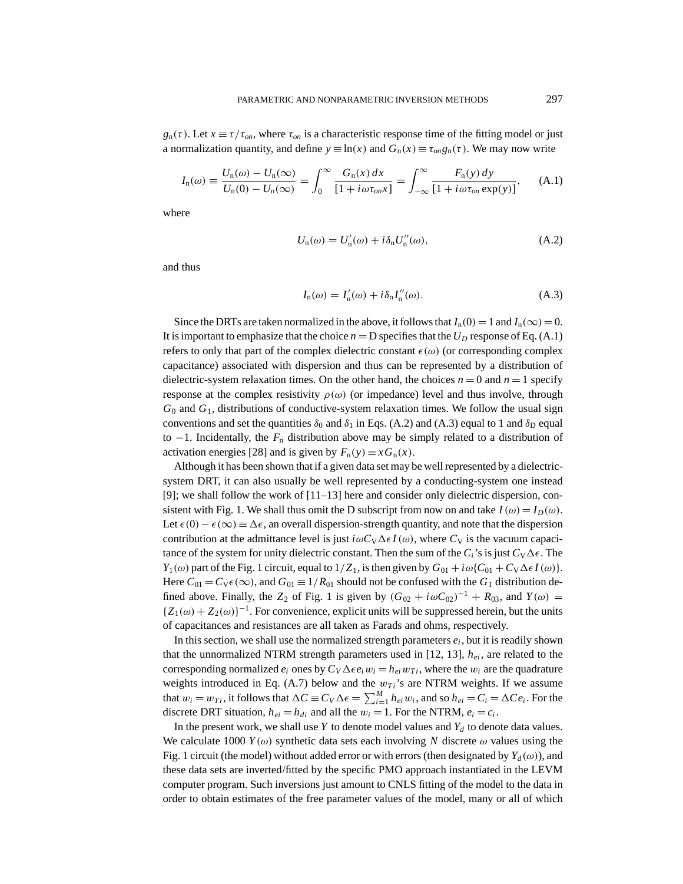$g_n(\tau)$. Let $x \equiv \tau/\tau_{on}$, where $\tau_{on}$ is a characteristic response time of the fitting model or just a normalization quantity, and define $y \equiv \ln(x)$ and $G_n(x) \equiv \tau_{on} g_n(\tau)$. We may now write

$$I_n(\omega) \equiv \frac{U_n(\omega) - U_n(\infty)}{U_n(0) - U_n(\infty)} = \int_0^\infty \frac{G_n(x)\,dx}{[1 + i\omega\tau_{on}x]} = \int_{-\infty}^\infty \frac{F_n(y)\,dy}{[1 + i\omega\tau_{on}\exp(y)]}, \tag{A.1}$$

where

$$U_n(\omega) = U_n'(\omega) + i\delta_n U_n''(\omega), \tag{A.2}$$

and thus

$$I_n(\omega) = I_n'(\omega) + i\delta_n I_n''(\omega). \tag{A.3}$$

Since the DRTs are taken normalized in the above, it follows that $I_n(0) = 1$ and $I_n(\infty) = 0$. It is important to emphasize that the choice $n = \mathrm{D}$ specifies that the $U_D$ response of Eq. (A.1) refers to only that part of the complex dielectric constant $\epsilon(\omega)$ (or corresponding complex capacitance) associated with dispersion and thus can be represented by a distribution of dielectric-system relaxation times. On the other hand, the choices $n = 0$ and $n = 1$ specify response at the complex resistivity $\rho(\omega)$ (or impedance) level and thus involve, through $G_0$ and $G_1$, distributions of conductive-system relaxation times. We follow the usual sign conventions and set the quantities $\delta_0$ and $\delta_1$ in Eqs. (A.2) and (A.3) equal to 1 and $\delta_\mathrm{D}$ equal to $-1$. Incidentally, the $F_n$ distribution above may be simply related to a distribution of activation energies [28] and is given by $F_n(y) \equiv xG_n(x)$.

Although it has been shown that if a given data set may be well represented by a dielectric-system DRT, it can also usually be well represented by a conducting-system one instead [9]; we shall follow the work of [11–13] here and consider only dielectric dispersion, consistent with Fig. 1. We shall thus omit the D subscript from now on and take $I(\omega) = I_D(\omega)$. Let $\epsilon(0) - \epsilon(\infty) \equiv \Delta\epsilon$, an overall dispersion-strength quantity, and note that the dispersion contribution at the admittance level is just $i\omega C_\mathrm{V}\Delta\epsilon I(\omega)$, where $C_\mathrm{V}$ is the vacuum capacitance of the system for unity dielectric constant. Then the sum of the $C_i$'s is just $C_\mathrm{V}\Delta\epsilon$. The $Y_1(\omega)$ part of the Fig. 1 circuit, equal to $1/Z_1$, is then given by $G_{01} + i\omega\{C_{01} + C_\mathrm{V}\Delta\epsilon I(\omega)\}$. Here $C_{01} = C_\mathrm{V}\epsilon(\infty)$, and $G_{01} \equiv 1/R_{01}$ should not be confused with the $G_1$ distribution defined above. Finally, the $Z_2$ of Fig. 1 is given by $(G_{02} + i\omega C_{02})^{-1} + R_{03}$, and $Y(\omega) = \{Z_1(\omega) + Z_2(\omega)\}^{-1}$. For convenience, explicit units will be suppressed herein, but the units of capacitances and resistances are all taken as Farads and ohms, respectively.

In this section, we shall use the normalized strength parameters $e_i$, but it is readily shown that the unnormalized NTRM strength parameters used in [12, 13], $h_{ei}$, are related to the corresponding normalized $e_i$ ones by $C_V\Delta\epsilon e_i w_i = h_{ei} w_{Ti}$, where the $w_i$ are the quadrature weights introduced in Eq. (A.7) below and the $w_{Ti}$'s are NTRM weights. If we assume that $w_i = w_{Ti}$, it follows that $\Delta C \equiv C_V\Delta\epsilon = \sum_{i=1}^{M} h_{ei} w_i$, and so $h_{ei} = C_i = \Delta C e_i$. For the discrete DRT situation, $h_{ei} = h_{di}$ and all the $w_i = 1$. For the NTRM, $e_i = c_i$.

In the present work, we shall use $Y$ to denote model values and $Y_d$ to denote data values. We calculate 1000 $Y(\omega)$ synthetic data sets each involving $N$ discrete $\omega$ values using the Fig. 1 circuit (the model) without added error or with errors (then designated by $Y_d(\omega)$), and these data sets are inverted/fitted by the specific PMO approach instantiated in the LEVM computer program. Such inversions just amount to CNLS fitting of the model to the data in order to obtain estimates of the free parameter values of the model, many or all of which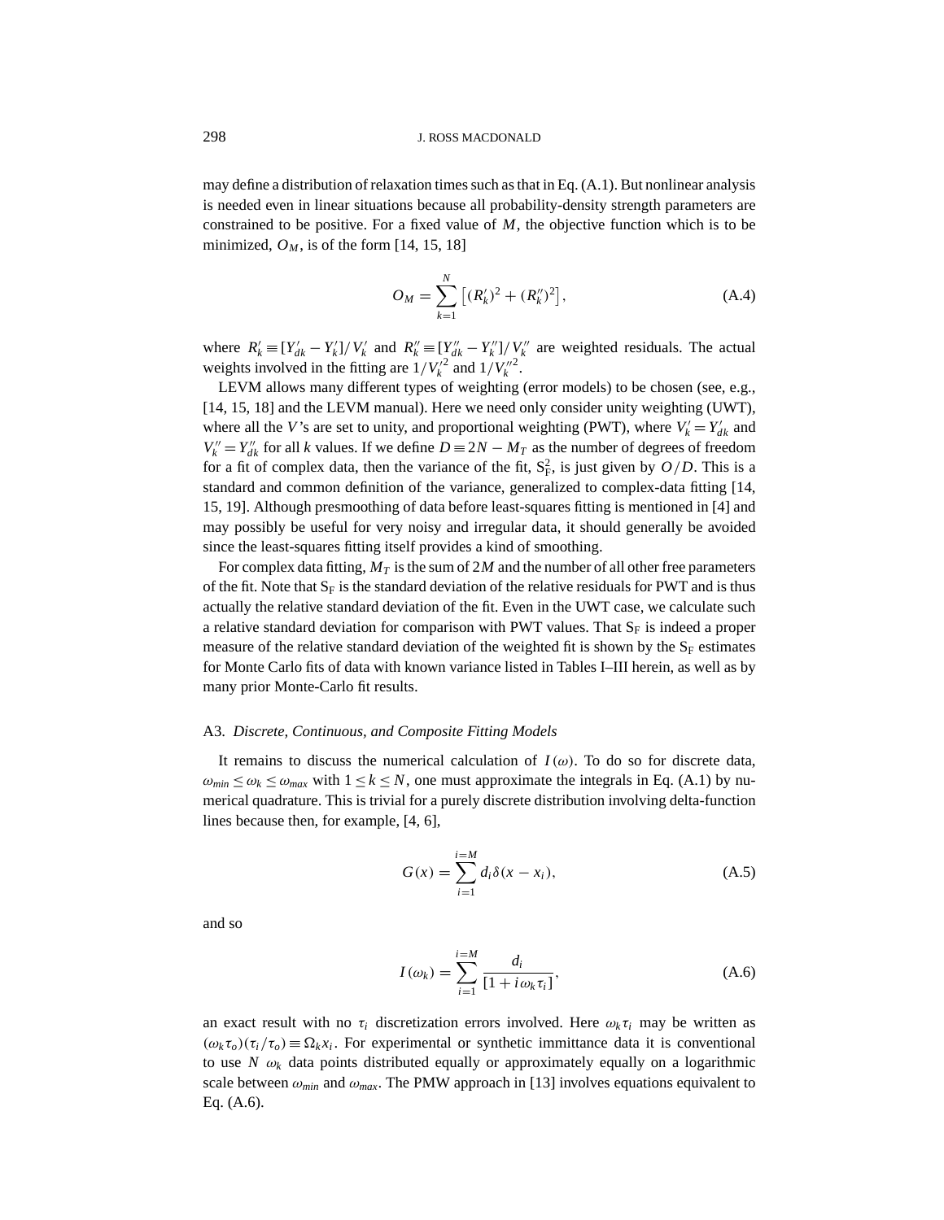may define a distribution of relaxation times such as that in Eq. (A.1). But nonlinear analysis is needed even in linear situations because all probability-density strength parameters are constrained to be positive. For a fixed value of $M$, the objective function which is to be minimized, $O_M$, is of the form [14, 15, 18]

$$O_M = \sum_{k=1}^{N} \left[ (R'_k)^2 + (R''_k)^2 \right], \tag{A.4}$$

where $R'_k \equiv [Y'_{dk} - Y'_k]/V'_k$ and $R''_k \equiv [Y''_{dk} - Y''_k]/V''_k$ are weighted residuals. The actual weights involved in the fitting are $1/V'^2_k$ and $1/V''^2_k$.

LEVM allows many different types of weighting (error models) to be chosen (see, e.g., [14, 15, 18] and the LEVM manual). Here we need only consider unity weighting (UWT), where all the $V$'s are set to unity, and proportional weighting (PWT), where $V'_k = Y'_{dk}$ and $V''_k = Y''_{dk}$ for all $k$ values. If we define $D \equiv 2N - M_T$ as the number of degrees of freedom for a fit of complex data, then the variance of the fit, $\mathrm{S_F^2}$, is just given by $O/D$. This is a standard and common definition of the variance, generalized to complex-data fitting [14, 15, 19]. Although presmoothing of data before least-squares fitting is mentioned in [4] and may possibly be useful for very noisy and irregular data, it should generally be avoided since the least-squares fitting itself provides a kind of smoothing.

For complex data fitting, $M_T$ is the sum of $2M$ and the number of all other free parameters of the fit. Note that $\mathrm{S_F}$ is the standard deviation of the relative residuals for PWT and is thus actually the relative standard deviation of the fit. Even in the UWT case, we calculate such a relative standard deviation for comparison with PWT values. That $\mathrm{S_F}$ is indeed a proper measure of the relative standard deviation of the weighted fit is shown by the $\mathrm{S_F}$ estimates for Monte Carlo fits of data with known variance listed in Tables I–III herein, as well as by many prior Monte-Carlo fit results.

### A3. *Discrete, Continuous, and Composite Fitting Models*

It remains to discuss the numerical calculation of $I(\omega)$. To do so for discrete data, $\omega_{min} \le \omega_k \le \omega_{max}$ with $1 \le k \le N$, one must approximate the integrals in Eq. (A.1) by numerical quadrature. This is trivial for a purely discrete distribution involving delta-function lines because then, for example, [4, 6],

$$G(x) = \sum_{i=1}^{i=M} d_i \delta(x - x_i), \tag{A.5}$$

and so

$$I(\omega_k) = \sum_{i=1}^{i=M} \frac{d_i}{[1 + i\omega_k \tau_i]}, \tag{A.6}$$

an exact result with no $\tau_i$ discretization errors involved. Here $\omega_k \tau_i$ may be written as $(\omega_k \tau_o)(\tau_i/\tau_o) \equiv \Omega_k x_i$. For experimental or synthetic immittance data it is conventional to use $N$ $\omega_k$ data points distributed equally or approximately equally on a logarithmic scale between $\omega_{min}$ and $\omega_{max}$. The PMW approach in [13] involves equations equivalent to Eq. (A.6).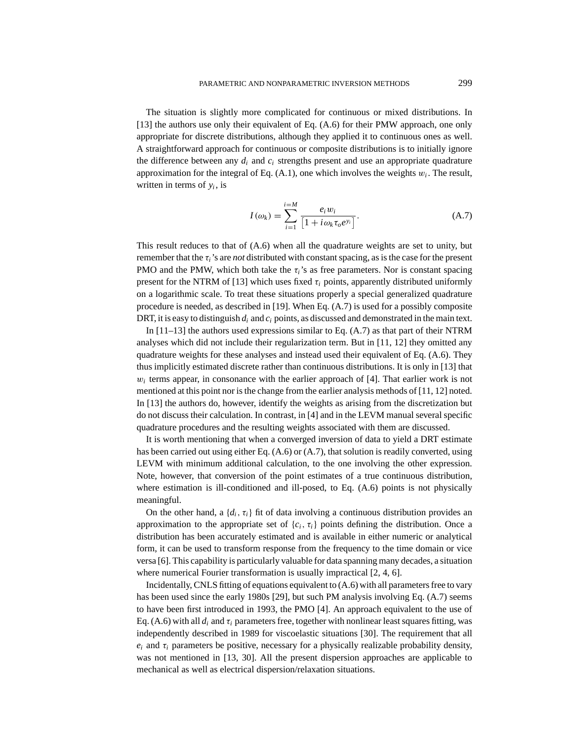The situation is slightly more complicated for continuous or mixed distributions. In [13] the authors use only their equivalent of Eq. (A.6) for their PMW approach, one only appropriate for discrete distributions, although they applied it to continuous ones as well. A straightforward approach for continuous or composite distributions is to initially ignore the difference between any $d_i$ and $c_i$ strengths present and use an appropriate quadrature approximation for the integral of Eq. (A.1), one which involves the weights $w_i$. The result, written in terms of $y_i$, is

$$I(\omega_k) = \sum_{i=1}^{i=M} \frac{e_i w_i}{\left[1 + i\omega_k \tau_o e^{y_i}\right]}. \tag{A.7}$$

This result reduces to that of (A.6) when all the quadrature weights are set to unity, but remember that the $\tau_i$'s are *not* distributed with constant spacing, as is the case for the present PMO and the PMW, which both take the $\tau_i$'s as free parameters. Nor is constant spacing present for the NTRM of [13] which uses fixed $\tau_i$ points, apparently distributed uniformly on a logarithmic scale. To treat these situations properly a special generalized quadrature procedure is needed, as described in [19]. When Eq. (A.7) is used for a possibly composite DRT, it is easy to distinguish $d_i$ and $c_i$ points, as discussed and demonstrated in the main text.

In [11–13] the authors used expressions similar to Eq. (A.7) as that part of their NTRM analyses which did not include their regularization term. But in [11, 12] they omitted any quadrature weights for these analyses and instead used their equivalent of Eq. (A.6). They thus implicitly estimated discrete rather than continuous distributions. It is only in [13] that $w_i$ terms appear, in consonance with the earlier approach of [4]. That earlier work is not mentioned at this point nor is the change from the earlier analysis methods of [11, 12] noted. In [13] the authors do, however, identify the weights as arising from the discretization but do not discuss their calculation. In contrast, in [4] and in the LEVM manual several specific quadrature procedures and the resulting weights associated with them are discussed.

It is worth mentioning that when a converged inversion of data to yield a DRT estimate has been carried out using either Eq. (A.6) or (A.7), that solution is readily converted, using LEVM with minimum additional calculation, to the one involving the other expression. Note, however, that conversion of the point estimates of a true continuous distribution, where estimation is ill-conditioned and ill-posed, to Eq. (A.6) points is not physically meaningful.

On the other hand, a $\{d_i, \tau_i\}$ fit of data involving a continuous distribution provides an approximation to the appropriate set of $\{c_i, \tau_i\}$ points defining the distribution. Once a distribution has been accurately estimated and is available in either numeric or analytical form, it can be used to transform response from the frequency to the time domain or vice versa [6]. This capability is particularly valuable for data spanning many decades, a situation where numerical Fourier transformation is usually impractical [2, 4, 6].

Incidentally, CNLS fitting of equations equivalent to (A.6) with all parameters free to vary has been used since the early 1980s [29], but such PM analysis involving Eq. (A.7) seems to have been first introduced in 1993, the PMO [4]. An approach equivalent to the use of Eq. (A.6) with all $d_i$ and $\tau_i$ parameters free, together with nonlinear least squares fitting, was independently described in 1989 for viscoelastic situations [30]. The requirement that all $e_i$ and $\tau_i$ parameters be positive, necessary for a physically realizable probability density, was not mentioned in [13, 30]. All the present dispersion approaches are applicable to mechanical as well as electrical dispersion/relaxation situations.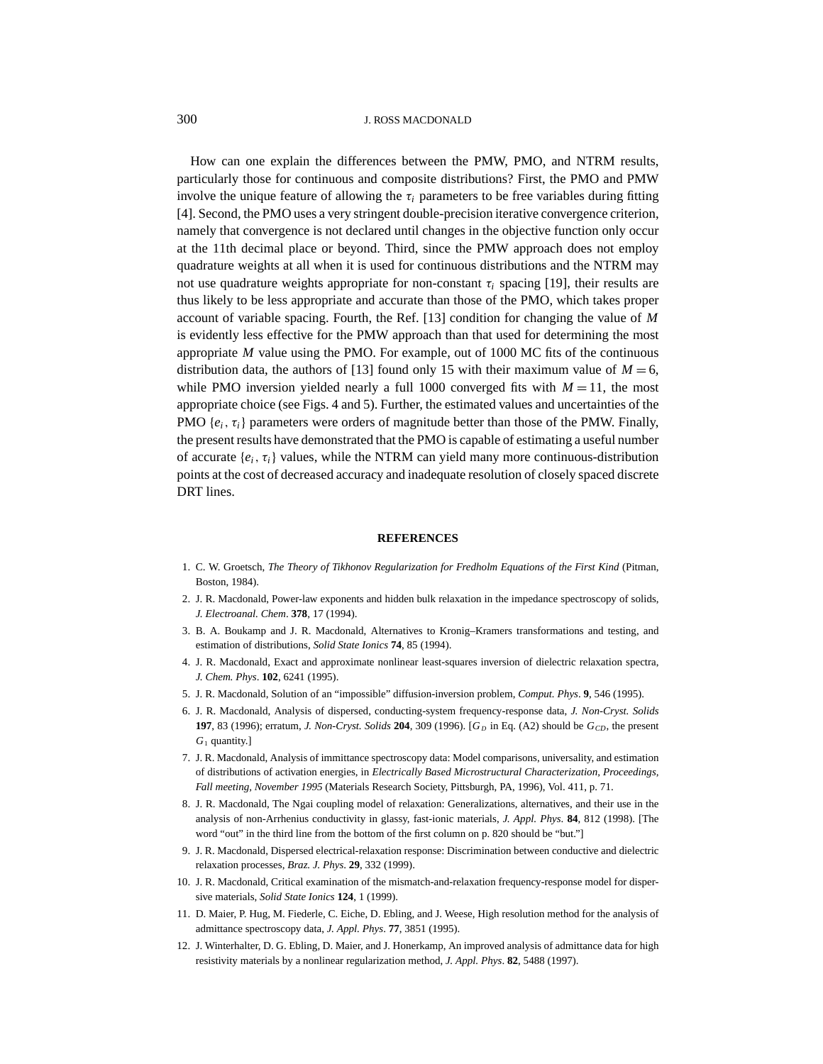How can one explain the differences between the PMW, PMO, and NTRM results, particularly those for continuous and composite distributions? First, the PMO and PMW involve the unique feature of allowing the $\tau_i$ parameters to be free variables during fitting [4]. Second, the PMO uses a very stringent double-precision iterative convergence criterion, namely that convergence is not declared until changes in the objective function only occur at the 11th decimal place or beyond. Third, since the PMW approach does not employ quadrature weights at all when it is used for continuous distributions and the NTRM may not use quadrature weights appropriate for non-constant $\tau_i$ spacing [19], their results are thus likely to be less appropriate and accurate than those of the PMO, which takes proper account of variable spacing. Fourth, the Ref. [13] condition for changing the value of $M$ is evidently less effective for the PMW approach than that used for determining the most appropriate $M$ value using the PMO. For example, out of 1000 MC fits of the continuous distribution data, the authors of [13] found only 15 with their maximum value of $M = 6$, while PMO inversion yielded nearly a full 1000 converged fits with $M = 11$, the most appropriate choice (see Figs. 4 and 5). Further, the estimated values and uncertainties of the PMO $\{e_i, \tau_i\}$ parameters were orders of magnitude better than those of the PMW. Finally, the present results have demonstrated that the PMO is capable of estimating a useful number of accurate $\{e_i, \tau_i\}$ values, while the NTRM can yield many more continuous-distribution points at the cost of decreased accuracy and inadequate resolution of closely spaced discrete DRT lines.

## REFERENCES

1. C. W. Groetsch, *The Theory of Tikhonov Regularization for Fredholm Equations of the First Kind* (Pitman, Boston, 1984).
2. J. R. Macdonald, Power-law exponents and hidden bulk relaxation in the impedance spectroscopy of solids, *J. Electroanal. Chem*. **378**, 17 (1994).
3. B. A. Boukamp and J. R. Macdonald, Alternatives to Kronig–Kramers transformations and testing, and estimation of distributions, *Solid State Ionics* **74**, 85 (1994).
4. J. R. Macdonald, Exact and approximate nonlinear least-squares inversion of dielectric relaxation spectra, *J. Chem. Phys*. **102**, 6241 (1995).
5. J. R. Macdonald, Solution of an "impossible" diffusion-inversion problem, *Comput. Phys*. **9**, 546 (1995).
6. J. R. Macdonald, Analysis of dispersed, conducting-system frequency-response data, *J. Non-Cryst. Solids* **197**, 83 (1996); erratum, *J. Non-Cryst. Solids* **204**, 309 (1996). [$G_D$ in Eq. (A2) should be $G_{CD}$, the present $G_1$ quantity.]
7. J. R. Macdonald, Analysis of immittance spectroscopy data: Model comparisons, universality, and estimation of distributions of activation energies, in *Electrically Based Microstructural Characterization, Proceedings, Fall meeting, November 1995* (Materials Research Society, Pittsburgh, PA, 1996), Vol. 411, p. 71.
8. J. R. Macdonald, The Ngai coupling model of relaxation: Generalizations, alternatives, and their use in the analysis of non-Arrhenius conductivity in glassy, fast-ionic materials, *J. Appl. Phys*. **84**, 812 (1998). [The word "out" in the third line from the bottom of the first column on p. 820 should be "but."]
9. J. R. Macdonald, Dispersed electrical-relaxation response: Discrimination between conductive and dielectric relaxation processes, *Braz. J. Phys*. **29**, 332 (1999).
10. J. R. Macdonald, Critical examination of the mismatch-and-relaxation frequency-response model for dispersive materials, *Solid State Ionics* **124**, 1 (1999).
11. D. Maier, P. Hug, M. Fiederle, C. Eiche, D. Ebling, and J. Weese, High resolution method for the analysis of admittance spectroscopy data, *J. Appl. Phys*. **77**, 3851 (1995).
12. J. Winterhalter, D. G. Ebling, D. Maier, and J. Honerkamp, An improved analysis of admittance data for high resistivity materials by a nonlinear regularization method, *J. Appl. Phys*. **82**, 5488 (1997).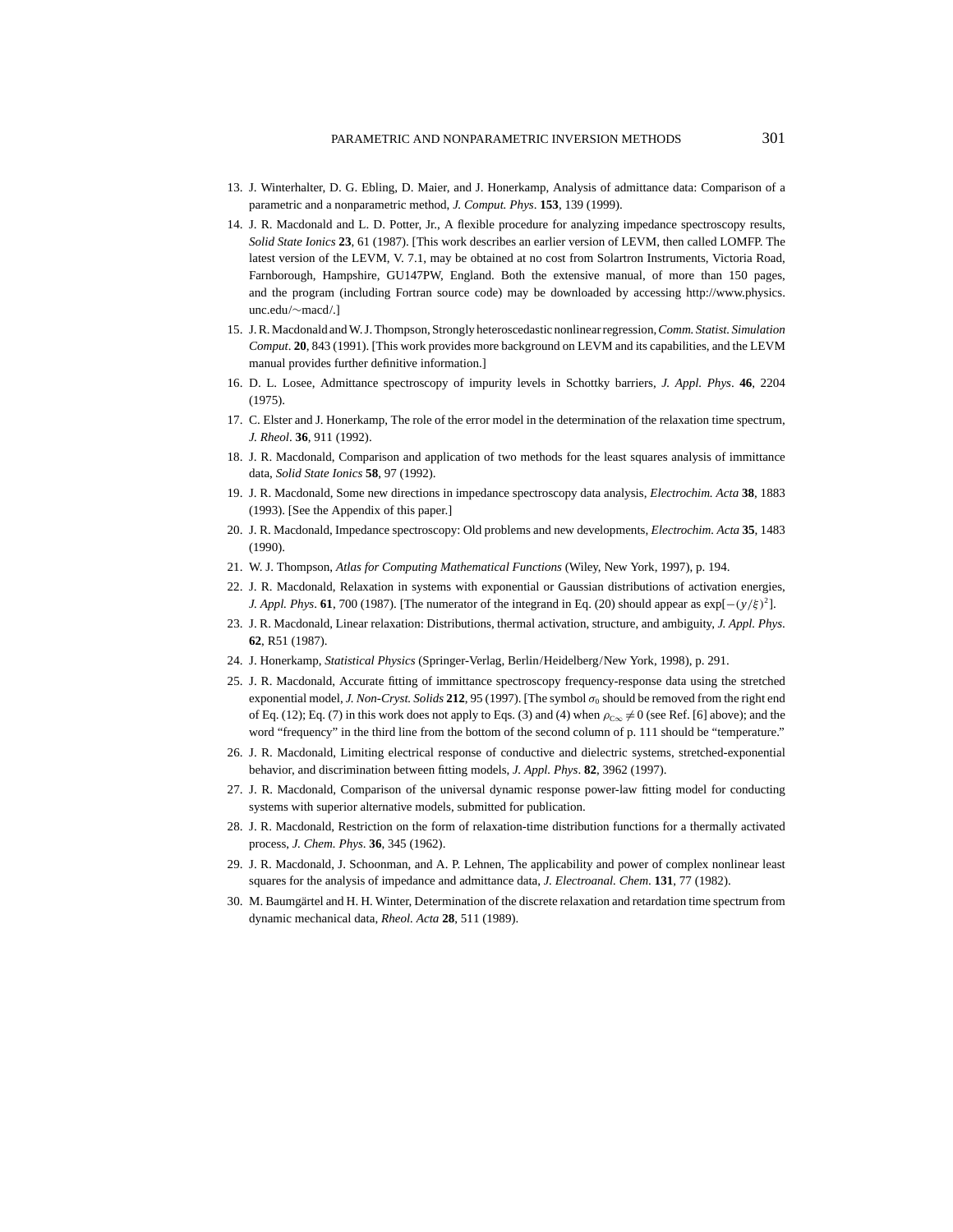13. J. Winterhalter, D. G. Ebling, D. Maier, and J. Honerkamp, Analysis of admittance data: Comparison of a parametric and a nonparametric method, *J. Comput. Phys*. **153**, 139 (1999).
14. J. R. Macdonald and L. D. Potter, Jr., A flexible procedure for analyzing impedance spectroscopy results, *Solid State Ionics* **23**, 61 (1987). [This work describes an earlier version of LEVM, then called LOMFP. The latest version of the LEVM, V. 7.1, may be obtained at no cost from Solartron Instruments, Victoria Road, Farnborough, Hampshire, GU147PW, England. Both the extensive manual, of more than 150 pages, and the program (including Fortran source code) may be downloaded by accessing http://www.physics.unc.edu/∼macd/.]
15. J. R. Macdonald and W. J. Thompson, Strongly heteroscedastic nonlinear regression, *Comm. Statist. Simulation Comput*. **20**, 843 (1991). [This work provides more background on LEVM and its capabilities, and the LEVM manual provides further definitive information.]
16. D. L. Losee, Admittance spectroscopy of impurity levels in Schottky barriers, *J. Appl. Phys*. **46**, 2204 (1975).
17. C. Elster and J. Honerkamp, The role of the error model in the determination of the relaxation time spectrum, *J. Rheol*. **36**, 911 (1992).
18. J. R. Macdonald, Comparison and application of two methods for the least squares analysis of immittance data, *Solid State Ionics* **58**, 97 (1992).
19. J. R. Macdonald, Some new directions in impedance spectroscopy data analysis, *Electrochim. Acta* **38**, 1883 (1993). [See the Appendix of this paper.]
20. J. R. Macdonald, Impedance spectroscopy: Old problems and new developments, *Electrochim. Acta* **35**, 1483 (1990).
21. W. J. Thompson, *Atlas for Computing Mathematical Functions* (Wiley, New York, 1997), p. 194.
22. J. R. Macdonald, Relaxation in systems with exponential or Gaussian distributions of activation energies, *J. Appl. Phys*. **61**, 700 (1987). [The numerator of the integrand in Eq. (20) should appear as $\exp[-(y/\xi)^2]$.
23. J. R. Macdonald, Linear relaxation: Distributions, thermal activation, structure, and ambiguity, *J. Appl. Phys*. **62**, R51 (1987).
24. J. Honerkamp, *Statistical Physics* (Springer-Verlag, Berlin/Heidelberg/New York, 1998), p. 291.
25. J. R. Macdonald, Accurate fitting of immittance spectroscopy frequency-response data using the stretched exponential model, *J. Non-Cryst. Solids* **212**, 95 (1997). [The symbol $\sigma_0$ should be removed from the right end of Eq. (12); Eq. (7) in this work does not apply to Eqs. (3) and (4) when $\rho_{C\infty} \neq 0$ (see Ref. [6] above); and the word "frequency" in the third line from the bottom of the second column of p. 111 should be "temperature."
26. J. R. Macdonald, Limiting electrical response of conductive and dielectric systems, stretched-exponential behavior, and discrimination between fitting models, *J. Appl. Phys*. **82**, 3962 (1997).
27. J. R. Macdonald, Comparison of the universal dynamic response power-law fitting model for conducting systems with superior alternative models, submitted for publication.
28. J. R. Macdonald, Restriction on the form of relaxation-time distribution functions for a thermally activated process, *J. Chem. Phys*. **36**, 345 (1962).
29. J. R. Macdonald, J. Schoonman, and A. P. Lehnen, The applicability and power of complex nonlinear least squares for the analysis of impedance and admittance data, *J. Electroanal. Chem*. **131**, 77 (1982).
30. M. Baumgärtel and H. H. Winter, Determination of the discrete relaxation and retardation time spectrum from dynamic mechanical data, *Rheol. Acta* **28**, 511 (1989).